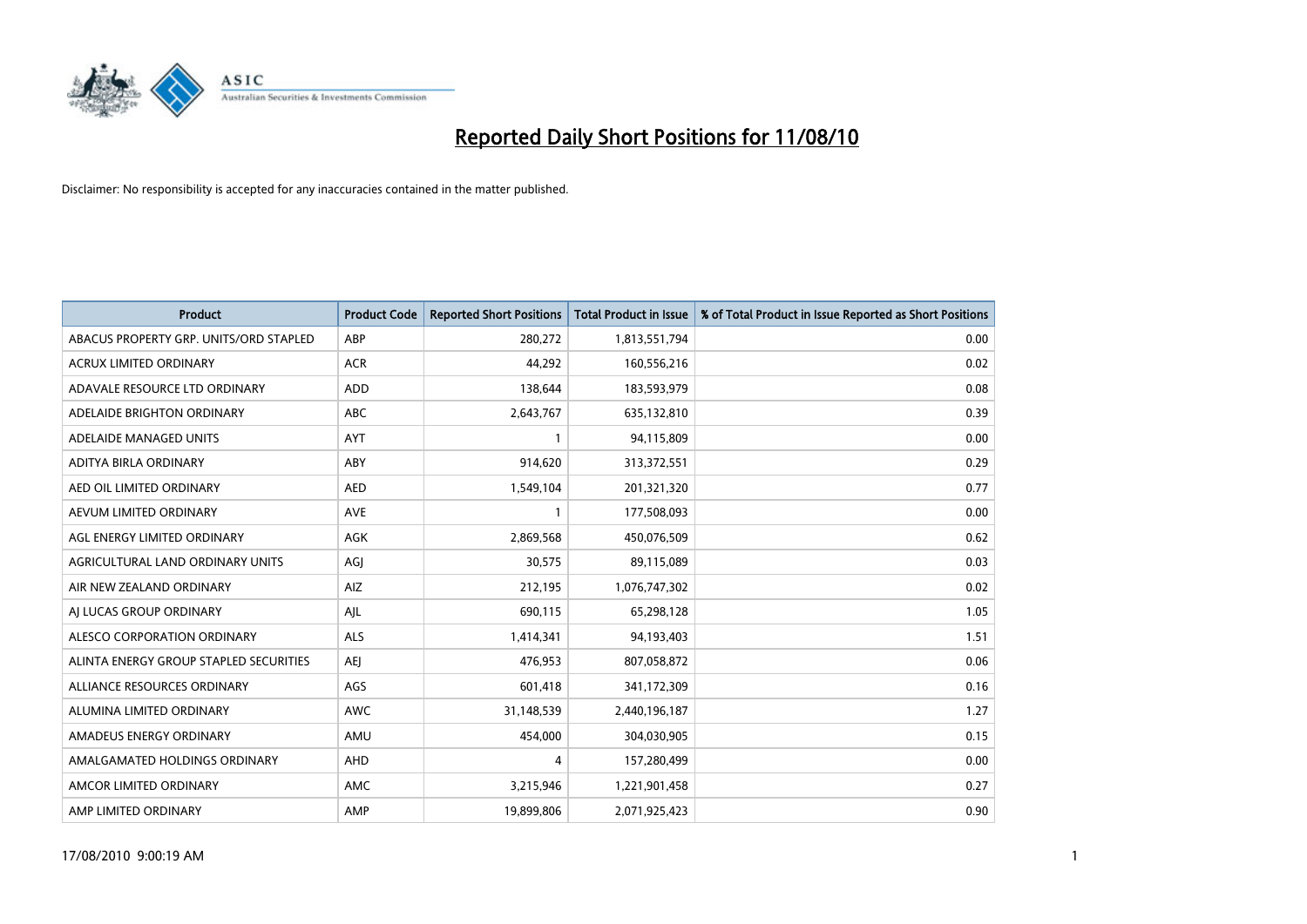# Reported Daily Short Positions for 11/08/10

Disclaimer: No responsibility is accepted for any inaccuracies contained in the matter published.

| Product | Product Code | Reported Short Positions | Total Product in Issue | % of Total Product in Issue Reported as Short Positions |
|---|---|---|---|---|
| ABACUS PROPERTY GRP. UNITS/ORD STAPLED | ABP | 280,272 | 1,813,551,794 | 0.00 |
| ACRUX LIMITED ORDINARY | ACR | 44,292 | 160,556,216 | 0.02 |
| ADAVALE RESOURCE LTD ORDINARY | ADD | 138,644 | 183,593,979 | 0.08 |
| ADELAIDE BRIGHTON ORDINARY | ABC | 2,643,767 | 635,132,810 | 0.39 |
| ADELAIDE MANAGED UNITS | AYT | 1 | 94,115,809 | 0.00 |
| ADITYA BIRLA ORDINARY | ABY | 914,620 | 313,372,551 | 0.29 |
| AED OIL LIMITED ORDINARY | AED | 1,549,104 | 201,321,320 | 0.77 |
| AEVUM LIMITED ORDINARY | AVE | 1 | 177,508,093 | 0.00 |
| AGL ENERGY LIMITED ORDINARY | AGK | 2,869,568 | 450,076,509 | 0.62 |
| AGRICULTURAL LAND ORDINARY UNITS | AGJ | 30,575 | 89,115,089 | 0.03 |
| AIR NEW ZEALAND ORDINARY | AIZ | 212,195 | 1,076,747,302 | 0.02 |
| AJ LUCAS GROUP ORDINARY | AJL | 690,115 | 65,298,128 | 1.05 |
| ALESCO CORPORATION ORDINARY | ALS | 1,414,341 | 94,193,403 | 1.51 |
| ALINTA ENERGY GROUP STAPLED SECURITIES | AEJ | 476,953 | 807,058,872 | 0.06 |
| ALLIANCE RESOURCES ORDINARY | AGS | 601,418 | 341,172,309 | 0.16 |
| ALUMINA LIMITED ORDINARY | AWC | 31,148,539 | 2,440,196,187 | 1.27 |
| AMADEUS ENERGY ORDINARY | AMU | 454,000 | 304,030,905 | 0.15 |
| AMALGAMATED HOLDINGS ORDINARY | AHD | 4 | 157,280,499 | 0.00 |
| AMCOR LIMITED ORDINARY | AMC | 3,215,946 | 1,221,901,458 | 0.27 |
| AMP LIMITED ORDINARY | AMP | 19,899,806 | 2,071,925,423 | 0.90 |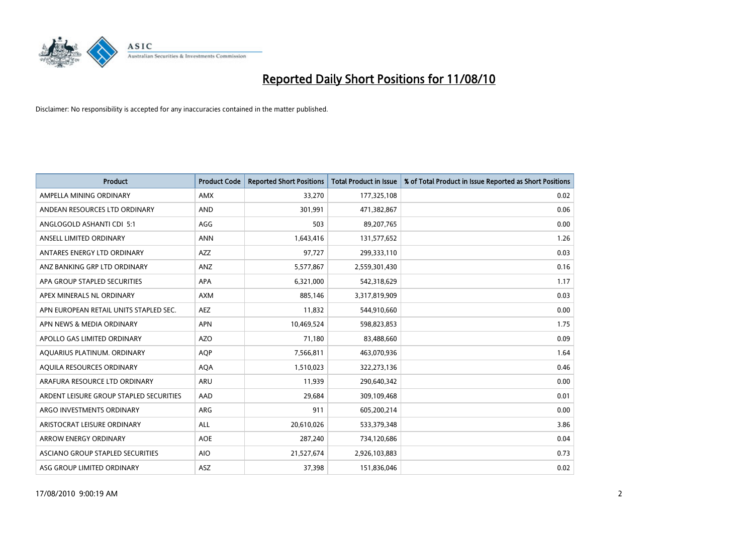# Reported Daily Short Positions for 11/08/10

Disclaimer: No responsibility is accepted for any inaccuracies contained in the matter published.

| Product | Product Code | Reported Short Positions | Total Product in Issue | % of Total Product in Issue Reported as Short Positions |
|---|---|---|---|---|
| AMPELLA MINING ORDINARY | AMX | 33,270 | 177,325,108 | 0.02 |
| ANDEAN RESOURCES LTD ORDINARY | AND | 301,991 | 471,382,867 | 0.06 |
| ANGLOGOLD ASHANTI CDI 5:1 | AGG | 503 | 89,207,765 | 0.00 |
| ANSELL LIMITED ORDINARY | ANN | 1,643,416 | 131,577,652 | 1.26 |
| ANTARES ENERGY LTD ORDINARY | AZZ | 97,727 | 299,333,110 | 0.03 |
| ANZ BANKING GRP LTD ORDINARY | ANZ | 5,577,867 | 2,559,301,430 | 0.16 |
| APA GROUP STAPLED SECURITIES | APA | 6,321,000 | 542,318,629 | 1.17 |
| APEX MINERALS NL ORDINARY | AXM | 885,146 | 3,317,819,909 | 0.03 |
| APN EUROPEAN RETAIL UNITS STAPLED SEC. | AEZ | 11,832 | 544,910,660 | 0.00 |
| APN NEWS & MEDIA ORDINARY | APN | 10,469,524 | 598,823,853 | 1.75 |
| APOLLO GAS LIMITED ORDINARY | AZO | 71,180 | 83,488,660 | 0.09 |
| AQUARIUS PLATINUM. ORDINARY | AQP | 7,566,811 | 463,070,936 | 1.64 |
| AQUILA RESOURCES ORDINARY | AQA | 1,510,023 | 322,273,136 | 0.46 |
| ARAFURA RESOURCE LTD ORDINARY | ARU | 11,939 | 290,640,342 | 0.00 |
| ARDENT LEISURE GROUP STAPLED SECURITIES | AAD | 29,684 | 309,109,468 | 0.01 |
| ARGO INVESTMENTS ORDINARY | ARG | 911 | 605,200,214 | 0.00 |
| ARISTOCRAT LEISURE ORDINARY | ALL | 20,610,026 | 533,379,348 | 3.86 |
| ARROW ENERGY ORDINARY | AOE | 287,240 | 734,120,686 | 0.04 |
| ASCIANO GROUP STAPLED SECURITIES | AIO | 21,527,674 | 2,926,103,883 | 0.73 |
| ASG GROUP LIMITED ORDINARY | ASZ | 37,398 | 151,836,046 | 0.02 |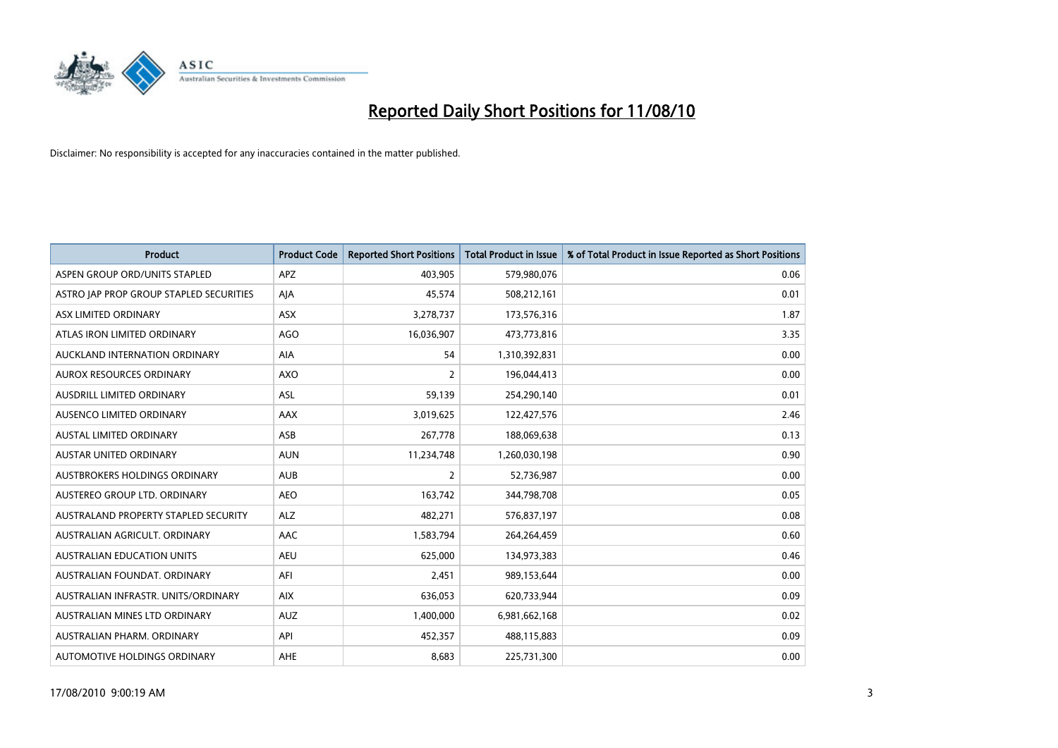# Reported Daily Short Positions for 11/08/10

Disclaimer: No responsibility is accepted for any inaccuracies contained in the matter published.

| Product | Product Code | Reported Short Positions | Total Product in Issue | % of Total Product in Issue Reported as Short Positions |
|---|---|---|---|---|
| ASPEN GROUP ORD/UNITS STAPLED | APZ | 403,905 | 579,980,076 | 0.06 |
| ASTRO JAP PROP GROUP STAPLED SECURITIES | AJA | 45,574 | 508,212,161 | 0.01 |
| ASX LIMITED ORDINARY | ASX | 3,278,737 | 173,576,316 | 1.87 |
| ATLAS IRON LIMITED ORDINARY | AGO | 16,036,907 | 473,773,816 | 3.35 |
| AUCKLAND INTERNATION ORDINARY | AIA | 54 | 1,310,392,831 | 0.00 |
| AUROX RESOURCES ORDINARY | AXO | 2 | 196,044,413 | 0.00 |
| AUSDRILL LIMITED ORDINARY | ASL | 59,139 | 254,290,140 | 0.01 |
| AUSENCO LIMITED ORDINARY | AAX | 3,019,625 | 122,427,576 | 2.46 |
| AUSTAL LIMITED ORDINARY | ASB | 267,778 | 188,069,638 | 0.13 |
| AUSTAR UNITED ORDINARY | AUN | 11,234,748 | 1,260,030,198 | 0.90 |
| AUSTBROKERS HOLDINGS ORDINARY | AUB | 2 | 52,736,987 | 0.00 |
| AUSTEREO GROUP LTD. ORDINARY | AEO | 163,742 | 344,798,708 | 0.05 |
| AUSTRALAND PROPERTY STAPLED SECURITY | ALZ | 482,271 | 576,837,197 | 0.08 |
| AUSTRALIAN AGRICULT. ORDINARY | AAC | 1,583,794 | 264,264,459 | 0.60 |
| AUSTRALIAN EDUCATION UNITS | AEU | 625,000 | 134,973,383 | 0.46 |
| AUSTRALIAN FOUNDAT. ORDINARY | AFI | 2,451 | 989,153,644 | 0.00 |
| AUSTRALIAN INFRASTR. UNITS/ORDINARY | AIX | 636,053 | 620,733,944 | 0.09 |
| AUSTRALIAN MINES LTD ORDINARY | AUZ | 1,400,000 | 6,981,662,168 | 0.02 |
| AUSTRALIAN PHARM. ORDINARY | API | 452,357 | 488,115,883 | 0.09 |
| AUTOMOTIVE HOLDINGS ORDINARY | AHE | 8,683 | 225,731,300 | 0.00 |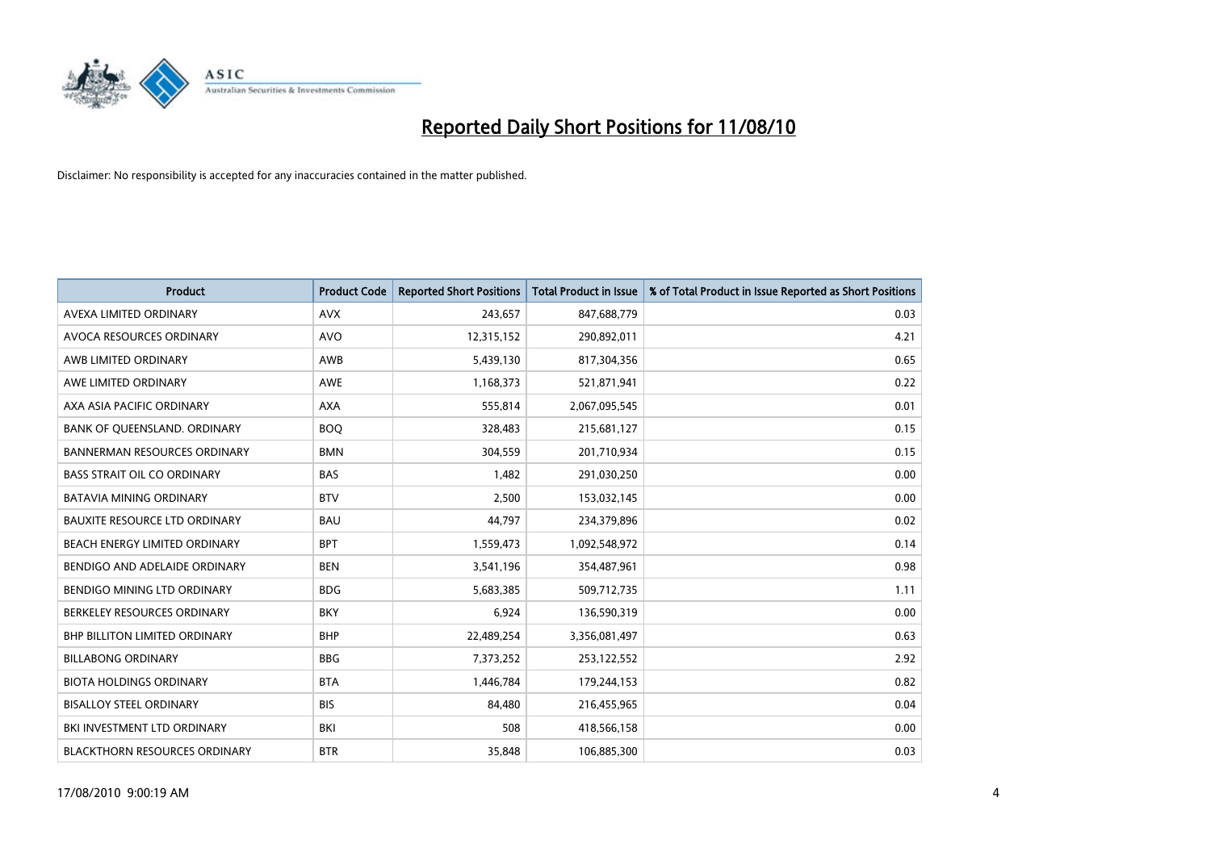# Reported Daily Short Positions for 11/08/10

Disclaimer: No responsibility is accepted for any inaccuracies contained in the matter published.

| Product | Product Code | Reported Short Positions | Total Product in Issue | % of Total Product in Issue Reported as Short Positions |
|---|---|---|---|---|
| AVEXA LIMITED ORDINARY | AVX | 243,657 | 847,688,779 | 0.03 |
| AVOCA RESOURCES ORDINARY | AVO | 12,315,152 | 290,892,011 | 4.21 |
| AWB LIMITED ORDINARY | AWB | 5,439,130 | 817,304,356 | 0.65 |
| AWE LIMITED ORDINARY | AWE | 1,168,373 | 521,871,941 | 0.22 |
| AXA ASIA PACIFIC ORDINARY | AXA | 555,814 | 2,067,095,545 | 0.01 |
| BANK OF QUEENSLAND. ORDINARY | BOQ | 328,483 | 215,681,127 | 0.15 |
| BANNERMAN RESOURCES ORDINARY | BMN | 304,559 | 201,710,934 | 0.15 |
| BASS STRAIT OIL CO ORDINARY | BAS | 1,482 | 291,030,250 | 0.00 |
| BATAVIA MINING ORDINARY | BTV | 2,500 | 153,032,145 | 0.00 |
| BAUXITE RESOURCE LTD ORDINARY | BAU | 44,797 | 234,379,896 | 0.02 |
| BEACH ENERGY LIMITED ORDINARY | BPT | 1,559,473 | 1,092,548,972 | 0.14 |
| BENDIGO AND ADELAIDE ORDINARY | BEN | 3,541,196 | 354,487,961 | 0.98 |
| BENDIGO MINING LTD ORDINARY | BDG | 5,683,385 | 509,712,735 | 1.11 |
| BERKELEY RESOURCES ORDINARY | BKY | 6,924 | 136,590,319 | 0.00 |
| BHP BILLITON LIMITED ORDINARY | BHP | 22,489,254 | 3,356,081,497 | 0.63 |
| BILLABONG ORDINARY | BBG | 7,373,252 | 253,122,552 | 2.92 |
| BIOTA HOLDINGS ORDINARY | BTA | 1,446,784 | 179,244,153 | 0.82 |
| BISALLOY STEEL ORDINARY | BIS | 84,480 | 216,455,965 | 0.04 |
| BKI INVESTMENT LTD ORDINARY | BKI | 508 | 418,566,158 | 0.00 |
| BLACKTHORN RESOURCES ORDINARY | BTR | 35,848 | 106,885,300 | 0.03 |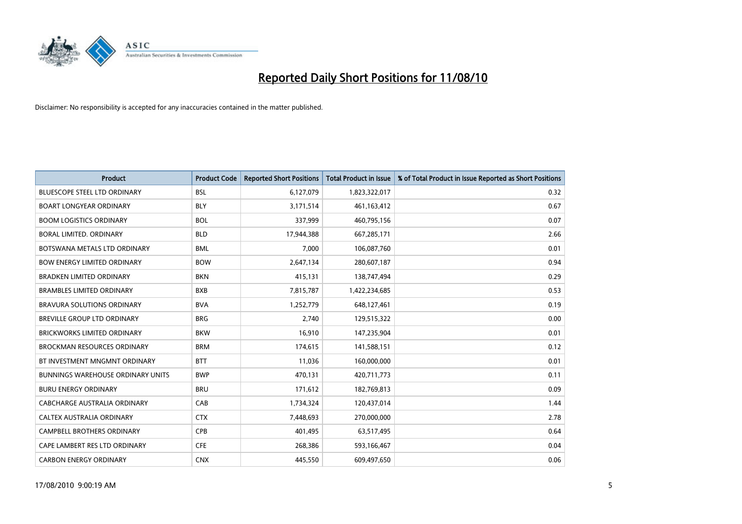# Reported Daily Short Positions for 11/08/10

Disclaimer: No responsibility is accepted for any inaccuracies contained in the matter published.

| Product | Product Code | Reported Short Positions | Total Product in Issue | % of Total Product in Issue Reported as Short Positions |
|---|---|---|---|---|
| BLUESCOPE STEEL LTD ORDINARY | BSL | 6,127,079 | 1,823,322,017 | 0.32 |
| BOART LONGYEAR ORDINARY | BLY | 3,171,514 | 461,163,412 | 0.67 |
| BOOM LOGISTICS ORDINARY | BOL | 337,999 | 460,795,156 | 0.07 |
| BORAL LIMITED. ORDINARY | BLD | 17,944,388 | 667,285,171 | 2.66 |
| BOTSWANA METALS LTD ORDINARY | BML | 7,000 | 106,087,760 | 0.01 |
| BOW ENERGY LIMITED ORDINARY | BOW | 2,647,134 | 280,607,187 | 0.94 |
| BRADKEN LIMITED ORDINARY | BKN | 415,131 | 138,747,494 | 0.29 |
| BRAMBLES LIMITED ORDINARY | BXB | 7,815,787 | 1,422,234,685 | 0.53 |
| BRAVURA SOLUTIONS ORDINARY | BVA | 1,252,779 | 648,127,461 | 0.19 |
| BREVILLE GROUP LTD ORDINARY | BRG | 2,740 | 129,515,322 | 0.00 |
| BRICKWORKS LIMITED ORDINARY | BKW | 16,910 | 147,235,904 | 0.01 |
| BROCKMAN RESOURCES ORDINARY | BRM | 174,615 | 141,588,151 | 0.12 |
| BT INVESTMENT MNGMNT ORDINARY | BTT | 11,036 | 160,000,000 | 0.01 |
| BUNNINGS WAREHOUSE ORDINARY UNITS | BWP | 470,131 | 420,711,773 | 0.11 |
| BURU ENERGY ORDINARY | BRU | 171,612 | 182,769,813 | 0.09 |
| CABCHARGE AUSTRALIA ORDINARY | CAB | 1,734,324 | 120,437,014 | 1.44 |
| CALTEX AUSTRALIA ORDINARY | CTX | 7,448,693 | 270,000,000 | 2.78 |
| CAMPBELL BROTHERS ORDINARY | CPB | 401,495 | 63,517,495 | 0.64 |
| CAPE LAMBERT RES LTD ORDINARY | CFE | 268,386 | 593,166,467 | 0.04 |
| CARBON ENERGY ORDINARY | CNX | 445,550 | 609,497,650 | 0.06 |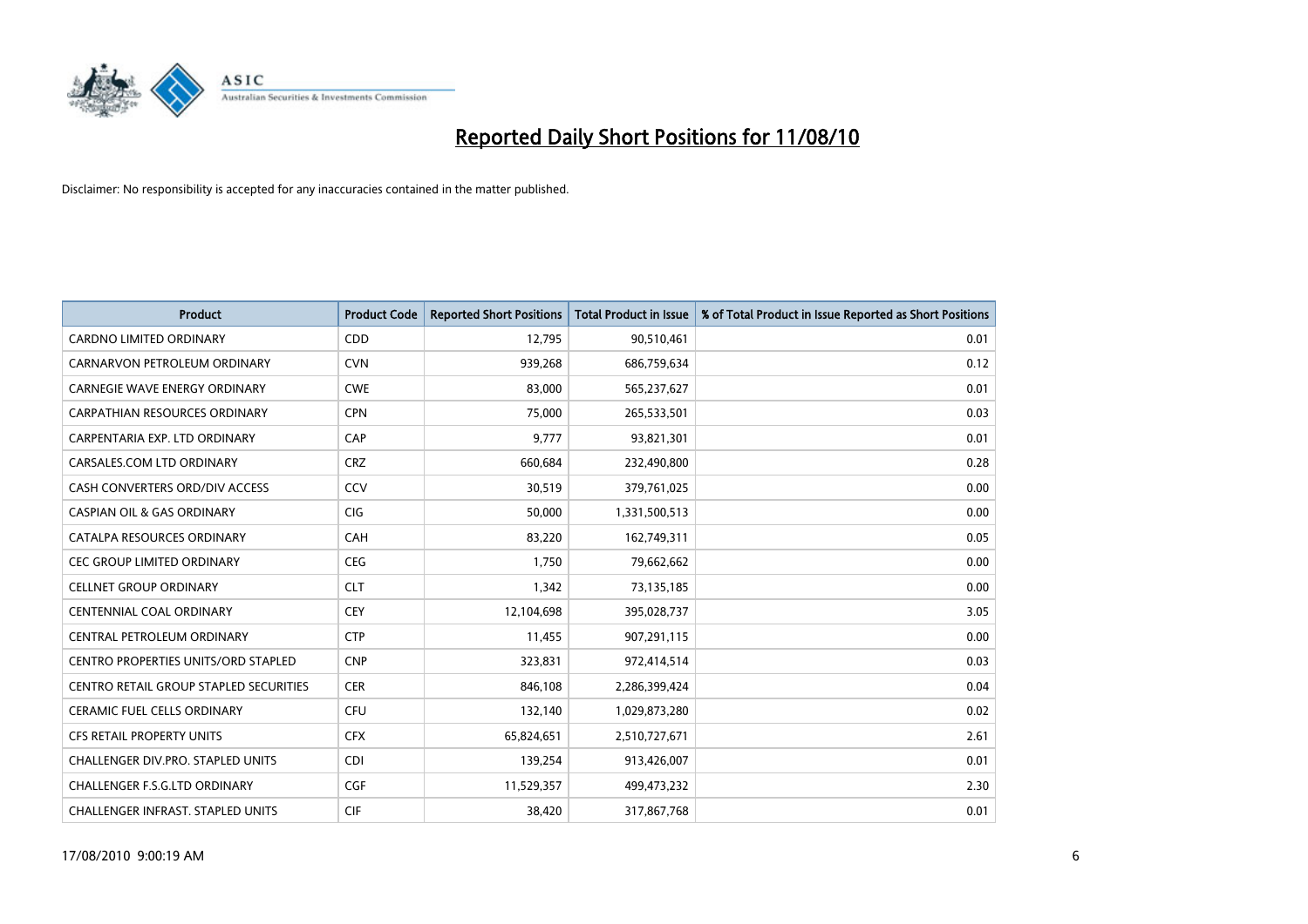# Reported Daily Short Positions for 11/08/10

Disclaimer: No responsibility is accepted for any inaccuracies contained in the matter published.

| Product | Product Code | Reported Short Positions | Total Product in Issue | % of Total Product in Issue Reported as Short Positions |
| --- | --- | --- | --- | --- |
| CARDNO LIMITED ORDINARY | CDD | 12,795 | 90,510,461 | 0.01 |
| CARNARVON PETROLEUM ORDINARY | CVN | 939,268 | 686,759,634 | 0.12 |
| CARNEGIE WAVE ENERGY ORDINARY | CWE | 83,000 | 565,237,627 | 0.01 |
| CARPATHIAN RESOURCES ORDINARY | CPN | 75,000 | 265,533,501 | 0.03 |
| CARPENTARIA EXP. LTD ORDINARY | CAP | 9,777 | 93,821,301 | 0.01 |
| CARSALES.COM LTD ORDINARY | CRZ | 660,684 | 232,490,800 | 0.28 |
| CASH CONVERTERS ORD/DIV ACCESS | CCV | 30,519 | 379,761,025 | 0.00 |
| CASPIAN OIL & GAS ORDINARY | CIG | 50,000 | 1,331,500,513 | 0.00 |
| CATALPA RESOURCES ORDINARY | CAH | 83,220 | 162,749,311 | 0.05 |
| CEC GROUP LIMITED ORDINARY | CEG | 1,750 | 79,662,662 | 0.00 |
| CELLNET GROUP ORDINARY | CLT | 1,342 | 73,135,185 | 0.00 |
| CENTENNIAL COAL ORDINARY | CEY | 12,104,698 | 395,028,737 | 3.05 |
| CENTRAL PETROLEUM ORDINARY | CTP | 11,455 | 907,291,115 | 0.00 |
| CENTRO PROPERTIES UNITS/ORD STAPLED | CNP | 323,831 | 972,414,514 | 0.03 |
| CENTRO RETAIL GROUP STAPLED SECURITIES | CER | 846,108 | 2,286,399,424 | 0.04 |
| CERAMIC FUEL CELLS ORDINARY | CFU | 132,140 | 1,029,873,280 | 0.02 |
| CFS RETAIL PROPERTY UNITS | CFX | 65,824,651 | 2,510,727,671 | 2.61 |
| CHALLENGER DIV.PRO. STAPLED UNITS | CDI | 139,254 | 913,426,007 | 0.01 |
| CHALLENGER F.S.G.LTD ORDINARY | CGF | 11,529,357 | 499,473,232 | 2.30 |
| CHALLENGER INFRAST. STAPLED UNITS | CIF | 38,420 | 317,867,768 | 0.01 |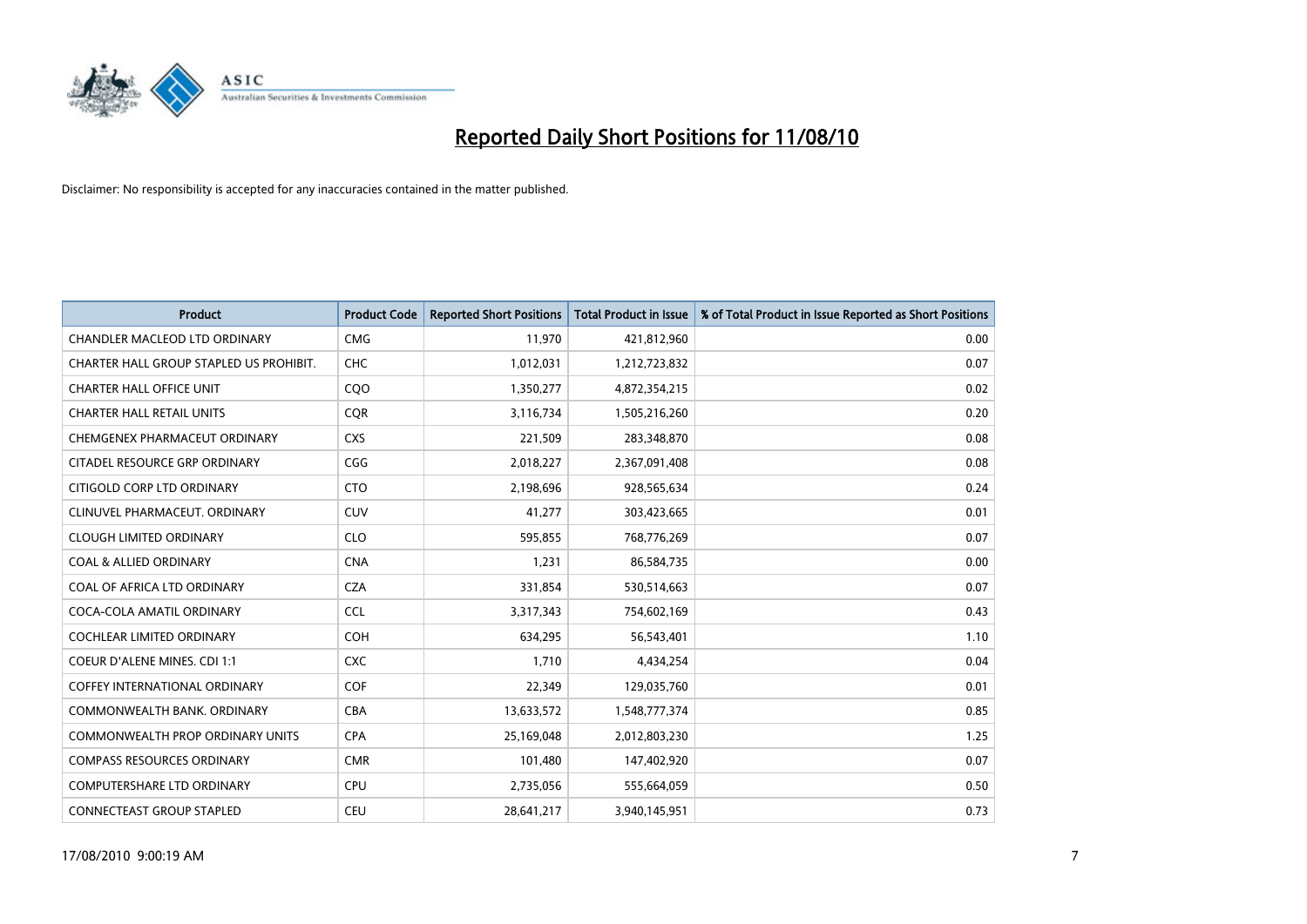# Reported Daily Short Positions for 11/08/10

Disclaimer: No responsibility is accepted for any inaccuracies contained in the matter published.

| Product | Product Code | Reported Short Positions | Total Product in Issue | % of Total Product in Issue Reported as Short Positions |
|---|---|---|---|---|
| CHANDLER MACLEOD LTD ORDINARY | CMG | 11,970 | 421,812,960 | 0.00 |
| CHARTER HALL GROUP STAPLED US PROHIBIT. | CHC | 1,012,031 | 1,212,723,832 | 0.07 |
| CHARTER HALL OFFICE UNIT | CQO | 1,350,277 | 4,872,354,215 | 0.02 |
| CHARTER HALL RETAIL UNITS | CQR | 3,116,734 | 1,505,216,260 | 0.20 |
| CHEMGENEX PHARMACEUT ORDINARY | CXS | 221,509 | 283,348,870 | 0.08 |
| CITADEL RESOURCE GRP ORDINARY | CGG | 2,018,227 | 2,367,091,408 | 0.08 |
| CITIGOLD CORP LTD ORDINARY | CTO | 2,198,696 | 928,565,634 | 0.24 |
| CLINUVEL PHARMACEUT. ORDINARY | CUV | 41,277 | 303,423,665 | 0.01 |
| CLOUGH LIMITED ORDINARY | CLO | 595,855 | 768,776,269 | 0.07 |
| COAL & ALLIED ORDINARY | CNA | 1,231 | 86,584,735 | 0.00 |
| COAL OF AFRICA LTD ORDINARY | CZA | 331,854 | 530,514,663 | 0.07 |
| COCA-COLA AMATIL ORDINARY | CCL | 3,317,343 | 754,602,169 | 0.43 |
| COCHLEAR LIMITED ORDINARY | COH | 634,295 | 56,543,401 | 1.10 |
| COEUR D'ALENE MINES. CDI 1:1 | CXC | 1,710 | 4,434,254 | 0.04 |
| COFFEY INTERNATIONAL ORDINARY | COF | 22,349 | 129,035,760 | 0.01 |
| COMMONWEALTH BANK. ORDINARY | CBA | 13,633,572 | 1,548,777,374 | 0.85 |
| COMMONWEALTH PROP ORDINARY UNITS | CPA | 25,169,048 | 2,012,803,230 | 1.25 |
| COMPASS RESOURCES ORDINARY | CMR | 101,480 | 147,402,920 | 0.07 |
| COMPUTERSHARE LTD ORDINARY | CPU | 2,735,056 | 555,664,059 | 0.50 |
| CONNECTEAST GROUP STAPLED | CEU | 28,641,217 | 3,940,145,951 | 0.73 |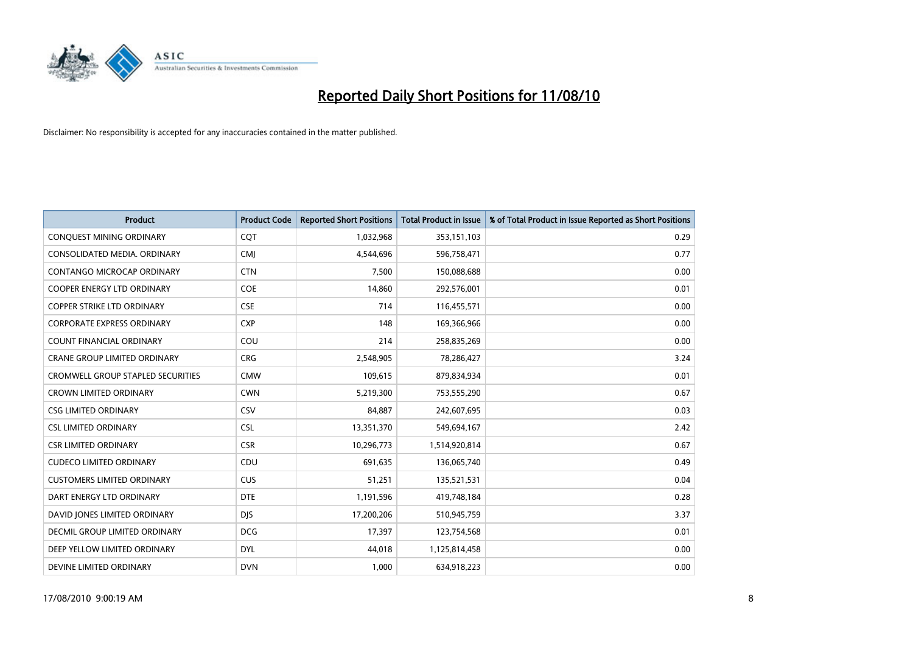# Reported Daily Short Positions for 11/08/10

Disclaimer: No responsibility is accepted for any inaccuracies contained in the matter published.

| Product | Product Code | Reported Short Positions | Total Product in Issue | % of Total Product in Issue Reported as Short Positions |
|---|---|---|---|---|
| CONQUEST MINING ORDINARY | CQT | 1,032,968 | 353,151,103 | 0.29 |
| CONSOLIDATED MEDIA. ORDINARY | CMJ | 4,544,696 | 596,758,471 | 0.77 |
| CONTANGO MICROCAP ORDINARY | CTN | 7,500 | 150,088,688 | 0.00 |
| COOPER ENERGY LTD ORDINARY | COE | 14,860 | 292,576,001 | 0.01 |
| COPPER STRIKE LTD ORDINARY | CSE | 714 | 116,455,571 | 0.00 |
| CORPORATE EXPRESS ORDINARY | CXP | 148 | 169,366,966 | 0.00 |
| COUNT FINANCIAL ORDINARY | COU | 214 | 258,835,269 | 0.00 |
| CRANE GROUP LIMITED ORDINARY | CRG | 2,548,905 | 78,286,427 | 3.24 |
| CROMWELL GROUP STAPLED SECURITIES | CMW | 109,615 | 879,834,934 | 0.01 |
| CROWN LIMITED ORDINARY | CWN | 5,219,300 | 753,555,290 | 0.67 |
| CSG LIMITED ORDINARY | CSV | 84,887 | 242,607,695 | 0.03 |
| CSL LIMITED ORDINARY | CSL | 13,351,370 | 549,694,167 | 2.42 |
| CSR LIMITED ORDINARY | CSR | 10,296,773 | 1,514,920,814 | 0.67 |
| CUDECO LIMITED ORDINARY | CDU | 691,635 | 136,065,740 | 0.49 |
| CUSTOMERS LIMITED ORDINARY | CUS | 51,251 | 135,521,531 | 0.04 |
| DART ENERGY LTD ORDINARY | DTE | 1,191,596 | 419,748,184 | 0.28 |
| DAVID JONES LIMITED ORDINARY | DJS | 17,200,206 | 510,945,759 | 3.37 |
| DECMIL GROUP LIMITED ORDINARY | DCG | 17,397 | 123,754,568 | 0.01 |
| DEEP YELLOW LIMITED ORDINARY | DYL | 44,018 | 1,125,814,458 | 0.00 |
| DEVINE LIMITED ORDINARY | DVN | 1,000 | 634,918,223 | 0.00 |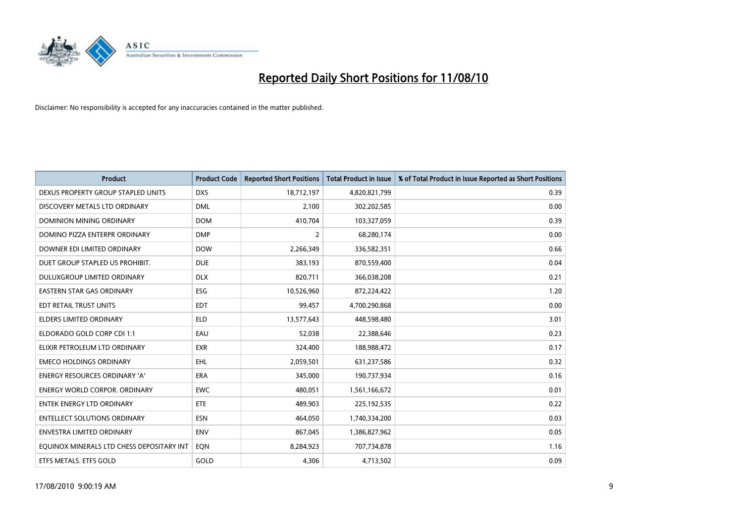# Reported Daily Short Positions for 11/08/10

Disclaimer: No responsibility is accepted for any inaccuracies contained in the matter published.

| Product | Product Code | Reported Short Positions | Total Product in Issue | % of Total Product in Issue Reported as Short Positions |
|---|---|---|---|---|
| DEXUS PROPERTY GROUP STAPLED UNITS | DXS | 18,712,197 | 4,820,821,799 | 0.39 |
| DISCOVERY METALS LTD ORDINARY | DML | 2,100 | 302,202,585 | 0.00 |
| DOMINION MINING ORDINARY | DOM | 410,704 | 103,327,059 | 0.39 |
| DOMINO PIZZA ENTERPR ORDINARY | DMP | 2 | 68,280,174 | 0.00 |
| DOWNER EDI LIMITED ORDINARY | DOW | 2,266,349 | 336,582,351 | 0.66 |
| DUET GROUP STAPLED US PROHIBIT. | DUE | 383,193 | 870,559,400 | 0.04 |
| DULUXGROUP LIMITED ORDINARY | DLX | 820,711 | 366,038,208 | 0.21 |
| EASTERN STAR GAS ORDINARY | ESG | 10,526,960 | 872,224,422 | 1.20 |
| EDT RETAIL TRUST UNITS | EDT | 99,457 | 4,700,290,868 | 0.00 |
| ELDERS LIMITED ORDINARY | ELD | 13,577,643 | 448,598,480 | 3.01 |
| ELDORADO GOLD CORP CDI 1:1 | EAU | 52,038 | 22,388,646 | 0.23 |
| ELIXIR PETROLEUM LTD ORDINARY | EXR | 324,400 | 188,988,472 | 0.17 |
| EMECO HOLDINGS ORDINARY | EHL | 2,059,501 | 631,237,586 | 0.32 |
| ENERGY RESOURCES ORDINARY 'A' | ERA | 345,000 | 190,737,934 | 0.16 |
| ENERGY WORLD CORPOR. ORDINARY | EWC | 480,051 | 1,561,166,672 | 0.01 |
| ENTEK ENERGY LTD ORDINARY | ETE | 489,903 | 225,192,535 | 0.22 |
| ENTELLECT SOLUTIONS ORDINARY | ESN | 464,050 | 1,740,334,200 | 0.03 |
| ENVESTRA LIMITED ORDINARY | ENV | 867,045 | 1,386,827,962 | 0.05 |
| EQUINOX MINERALS LTD CHESS DEPOSITARY INT | EQN | 8,284,923 | 707,734,878 | 1.16 |
| ETFS METALS. ETFS GOLD | GOLD | 4,306 | 4,713,502 | 0.09 |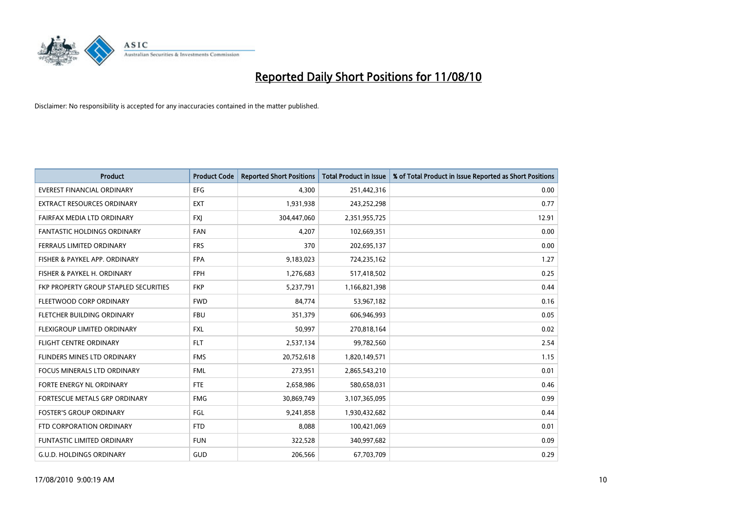# Reported Daily Short Positions for 11/08/10

Disclaimer: No responsibility is accepted for any inaccuracies contained in the matter published.

| Product | Product Code | Reported Short Positions | Total Product in Issue | % of Total Product in Issue Reported as Short Positions |
|---|---|---|---|---|
| EVEREST FINANCIAL ORDINARY | EFG | 4,300 | 251,442,316 | 0.00 |
| EXTRACT RESOURCES ORDINARY | EXT | 1,931,938 | 243,252,298 | 0.77 |
| FAIRFAX MEDIA LTD ORDINARY | FXJ | 304,447,060 | 2,351,955,725 | 12.91 |
| FANTASTIC HOLDINGS ORDINARY | FAN | 4,207 | 102,669,351 | 0.00 |
| FERRAUS LIMITED ORDINARY | FRS | 370 | 202,695,137 | 0.00 |
| FISHER & PAYKEL APP. ORDINARY | FPA | 9,183,023 | 724,235,162 | 1.27 |
| FISHER & PAYKEL H. ORDINARY | FPH | 1,276,683 | 517,418,502 | 0.25 |
| FKP PROPERTY GROUP STAPLED SECURITIES | FKP | 5,237,791 | 1,166,821,398 | 0.44 |
| FLEETWOOD CORP ORDINARY | FWD | 84,774 | 53,967,182 | 0.16 |
| FLETCHER BUILDING ORDINARY | FBU | 351,379 | 606,946,993 | 0.05 |
| FLEXIGROUP LIMITED ORDINARY | FXL | 50,997 | 270,818,164 | 0.02 |
| FLIGHT CENTRE ORDINARY | FLT | 2,537,134 | 99,782,560 | 2.54 |
| FLINDERS MINES LTD ORDINARY | FMS | 20,752,618 | 1,820,149,571 | 1.15 |
| FOCUS MINERALS LTD ORDINARY | FML | 273,951 | 2,865,543,210 | 0.01 |
| FORTE ENERGY NL ORDINARY | FTE | 2,658,986 | 580,658,031 | 0.46 |
| FORTESCUE METALS GRP ORDINARY | FMG | 30,869,749 | 3,107,365,095 | 0.99 |
| FOSTER'S GROUP ORDINARY | FGL | 9,241,858 | 1,930,432,682 | 0.44 |
| FTD CORPORATION ORDINARY | FTD | 8,088 | 100,421,069 | 0.01 |
| FUNTASTIC LIMITED ORDINARY | FUN | 322,528 | 340,997,682 | 0.09 |
| G.U.D. HOLDINGS ORDINARY | GUD | 206,566 | 67,703,709 | 0.29 |

17/08/2010 9:00:19 AM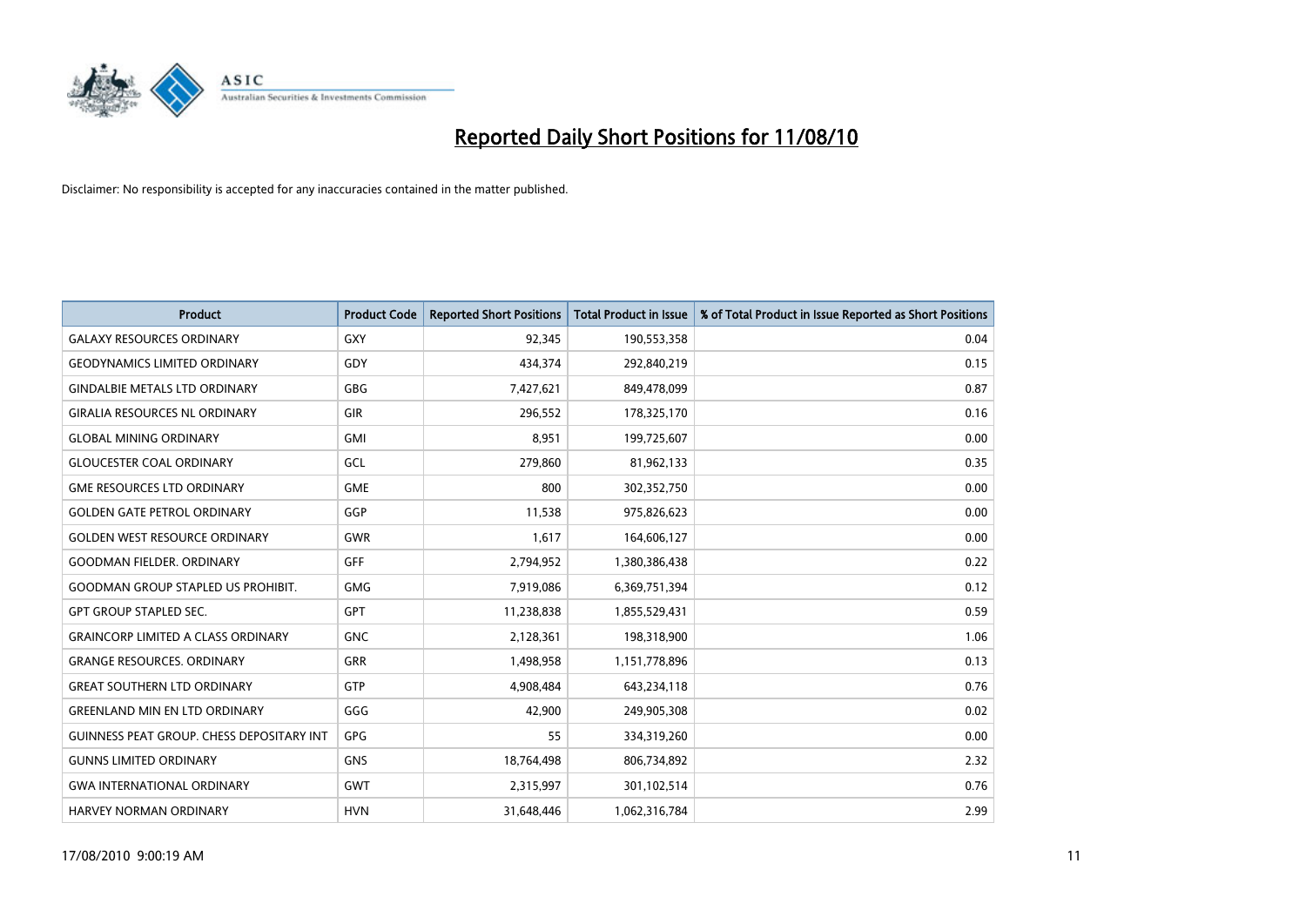# Reported Daily Short Positions for 11/08/10

Disclaimer: No responsibility is accepted for any inaccuracies contained in the matter published.

| Product | Product Code | Reported Short Positions | Total Product in Issue | % of Total Product in Issue Reported as Short Positions |
|---|---|---|---|---|
| GALAXY RESOURCES ORDINARY | GXY | 92,345 | 190,553,358 | 0.04 |
| GEODYNAMICS LIMITED ORDINARY | GDY | 434,374 | 292,840,219 | 0.15 |
| GINDALBIE METALS LTD ORDINARY | GBG | 7,427,621 | 849,478,099 | 0.87 |
| GIRALIA RESOURCES NL ORDINARY | GIR | 296,552 | 178,325,170 | 0.16 |
| GLOBAL MINING ORDINARY | GMI | 8,951 | 199,725,607 | 0.00 |
| GLOUCESTER COAL ORDINARY | GCL | 279,860 | 81,962,133 | 0.35 |
| GME RESOURCES LTD ORDINARY | GME | 800 | 302,352,750 | 0.00 |
| GOLDEN GATE PETROL ORDINARY | GGP | 11,538 | 975,826,623 | 0.00 |
| GOLDEN WEST RESOURCE ORDINARY | GWR | 1,617 | 164,606,127 | 0.00 |
| GOODMAN FIELDER. ORDINARY | GFF | 2,794,952 | 1,380,386,438 | 0.22 |
| GOODMAN GROUP STAPLED US PROHIBIT. | GMG | 7,919,086 | 6,369,751,394 | 0.12 |
| GPT GROUP STAPLED SEC. | GPT | 11,238,838 | 1,855,529,431 | 0.59 |
| GRAINCORP LIMITED A CLASS ORDINARY | GNC | 2,128,361 | 198,318,900 | 1.06 |
| GRANGE RESOURCES. ORDINARY | GRR | 1,498,958 | 1,151,778,896 | 0.13 |
| GREAT SOUTHERN LTD ORDINARY | GTP | 4,908,484 | 643,234,118 | 0.76 |
| GREENLAND MIN EN LTD ORDINARY | GGG | 42,900 | 249,905,308 | 0.02 |
| GUINNESS PEAT GROUP. CHESS DEPOSITARY INT | GPG | 55 | 334,319,260 | 0.00 |
| GUNNS LIMITED ORDINARY | GNS | 18,764,498 | 806,734,892 | 2.32 |
| GWA INTERNATIONAL ORDINARY | GWT | 2,315,997 | 301,102,514 | 0.76 |
| HARVEY NORMAN ORDINARY | HVN | 31,648,446 | 1,062,316,784 | 2.99 |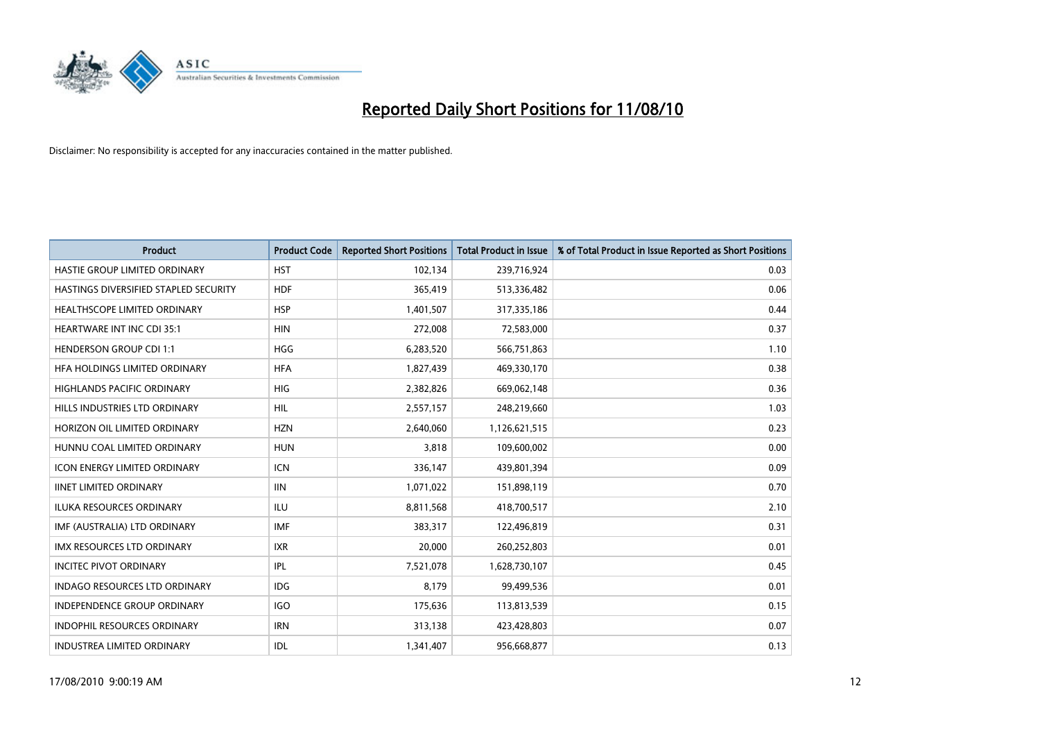# Reported Daily Short Positions for 11/08/10

Disclaimer: No responsibility is accepted for any inaccuracies contained in the matter published.

| Product | Product Code | Reported Short Positions | Total Product in Issue | % of Total Product in Issue Reported as Short Positions |
|---|---|---|---|---|
| HASTIE GROUP LIMITED ORDINARY | HST | 102,134 | 239,716,924 | 0.03 |
| HASTINGS DIVERSIFIED STAPLED SECURITY | HDF | 365,419 | 513,336,482 | 0.06 |
| HEALTHSCOPE LIMITED ORDINARY | HSP | 1,401,507 | 317,335,186 | 0.44 |
| HEARTWARE INT INC CDI 35:1 | HIN | 272,008 | 72,583,000 | 0.37 |
| HENDERSON GROUP CDI 1:1 | HGG | 6,283,520 | 566,751,863 | 1.10 |
| HFA HOLDINGS LIMITED ORDINARY | HFA | 1,827,439 | 469,330,170 | 0.38 |
| HIGHLANDS PACIFIC ORDINARY | HIG | 2,382,826 | 669,062,148 | 0.36 |
| HILLS INDUSTRIES LTD ORDINARY | HIL | 2,557,157 | 248,219,660 | 1.03 |
| HORIZON OIL LIMITED ORDINARY | HZN | 2,640,060 | 1,126,621,515 | 0.23 |
| HUNNU COAL LIMITED ORDINARY | HUN | 3,818 | 109,600,002 | 0.00 |
| ICON ENERGY LIMITED ORDINARY | ICN | 336,147 | 439,801,394 | 0.09 |
| IINET LIMITED ORDINARY | IIN | 1,071,022 | 151,898,119 | 0.70 |
| ILUKA RESOURCES ORDINARY | ILU | 8,811,568 | 418,700,517 | 2.10 |
| IMF (AUSTRALIA) LTD ORDINARY | IMF | 383,317 | 122,496,819 | 0.31 |
| IMX RESOURCES LTD ORDINARY | IXR | 20,000 | 260,252,803 | 0.01 |
| INCITEC PIVOT ORDINARY | IPL | 7,521,078 | 1,628,730,107 | 0.45 |
| INDAGO RESOURCES LTD ORDINARY | IDG | 8,179 | 99,499,536 | 0.01 |
| INDEPENDENCE GROUP ORDINARY | IGO | 175,636 | 113,813,539 | 0.15 |
| INDOPHIL RESOURCES ORDINARY | IRN | 313,138 | 423,428,803 | 0.07 |
| INDUSTREA LIMITED ORDINARY | IDL | 1,341,407 | 956,668,877 | 0.13 |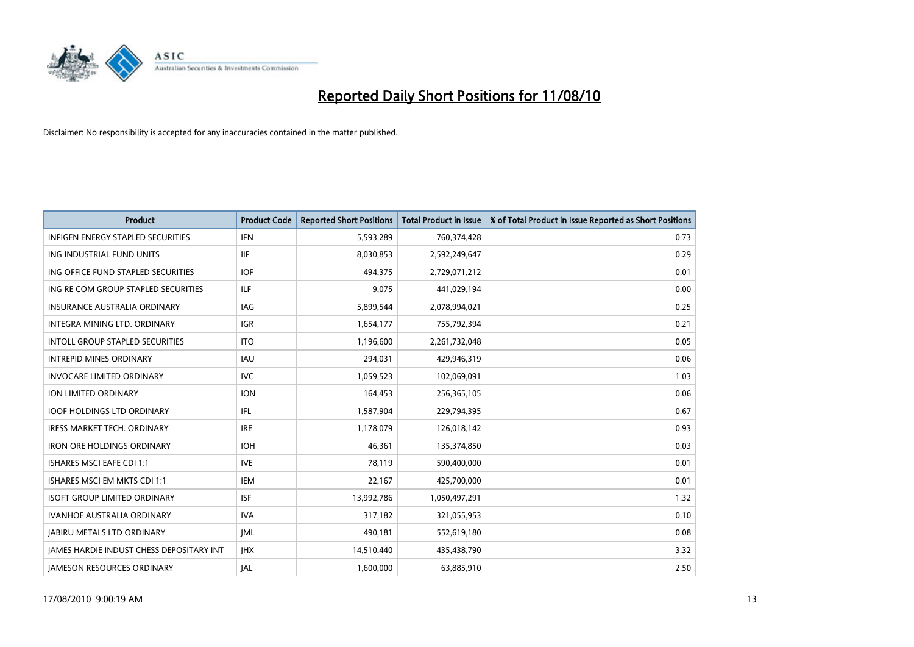# Reported Daily Short Positions for 11/08/10

Disclaimer: No responsibility is accepted for any inaccuracies contained in the matter published.

| Product | Product Code | Reported Short Positions | Total Product in Issue | % of Total Product in Issue Reported as Short Positions |
|---|---|---|---|---|
| INFIGEN ENERGY STAPLED SECURITIES | IFN | 5,593,289 | 760,374,428 | 0.73 |
| ING INDUSTRIAL FUND UNITS | IIF | 8,030,853 | 2,592,249,647 | 0.29 |
| ING OFFICE FUND STAPLED SECURITIES | IOF | 494,375 | 2,729,071,212 | 0.01 |
| ING RE COM GROUP STAPLED SECURITIES | ILF | 9,075 | 441,029,194 | 0.00 |
| INSURANCE AUSTRALIA ORDINARY | IAG | 5,899,544 | 2,078,994,021 | 0.25 |
| INTEGRA MINING LTD. ORDINARY | IGR | 1,654,177 | 755,792,394 | 0.21 |
| INTOLL GROUP STAPLED SECURITIES | ITO | 1,196,600 | 2,261,732,048 | 0.05 |
| INTREPID MINES ORDINARY | IAU | 294,031 | 429,946,319 | 0.06 |
| INVOCARE LIMITED ORDINARY | IVC | 1,059,523 | 102,069,091 | 1.03 |
| ION LIMITED ORDINARY | ION | 164,453 | 256,365,105 | 0.06 |
| IOOF HOLDINGS LTD ORDINARY | IFL | 1,587,904 | 229,794,395 | 0.67 |
| IRESS MARKET TECH. ORDINARY | IRE | 1,178,079 | 126,018,142 | 0.93 |
| IRON ORE HOLDINGS ORDINARY | IOH | 46,361 | 135,374,850 | 0.03 |
| ISHARES MSCI EAFE CDI 1:1 | IVE | 78,119 | 590,400,000 | 0.01 |
| ISHARES MSCI EM MKTS CDI 1:1 | IEM | 22,167 | 425,700,000 | 0.01 |
| ISOFT GROUP LIMITED ORDINARY | ISF | 13,992,786 | 1,050,497,291 | 1.32 |
| IVANHOE AUSTRALIA ORDINARY | IVA | 317,182 | 321,055,953 | 0.10 |
| JABIRU METALS LTD ORDINARY | JML | 490,181 | 552,619,180 | 0.08 |
| JAMES HARDIE INDUST CHESS DEPOSITARY INT | JHX | 14,510,440 | 435,438,790 | 3.32 |
| JAMESON RESOURCES ORDINARY | JAL | 1,600,000 | 63,885,910 | 2.50 |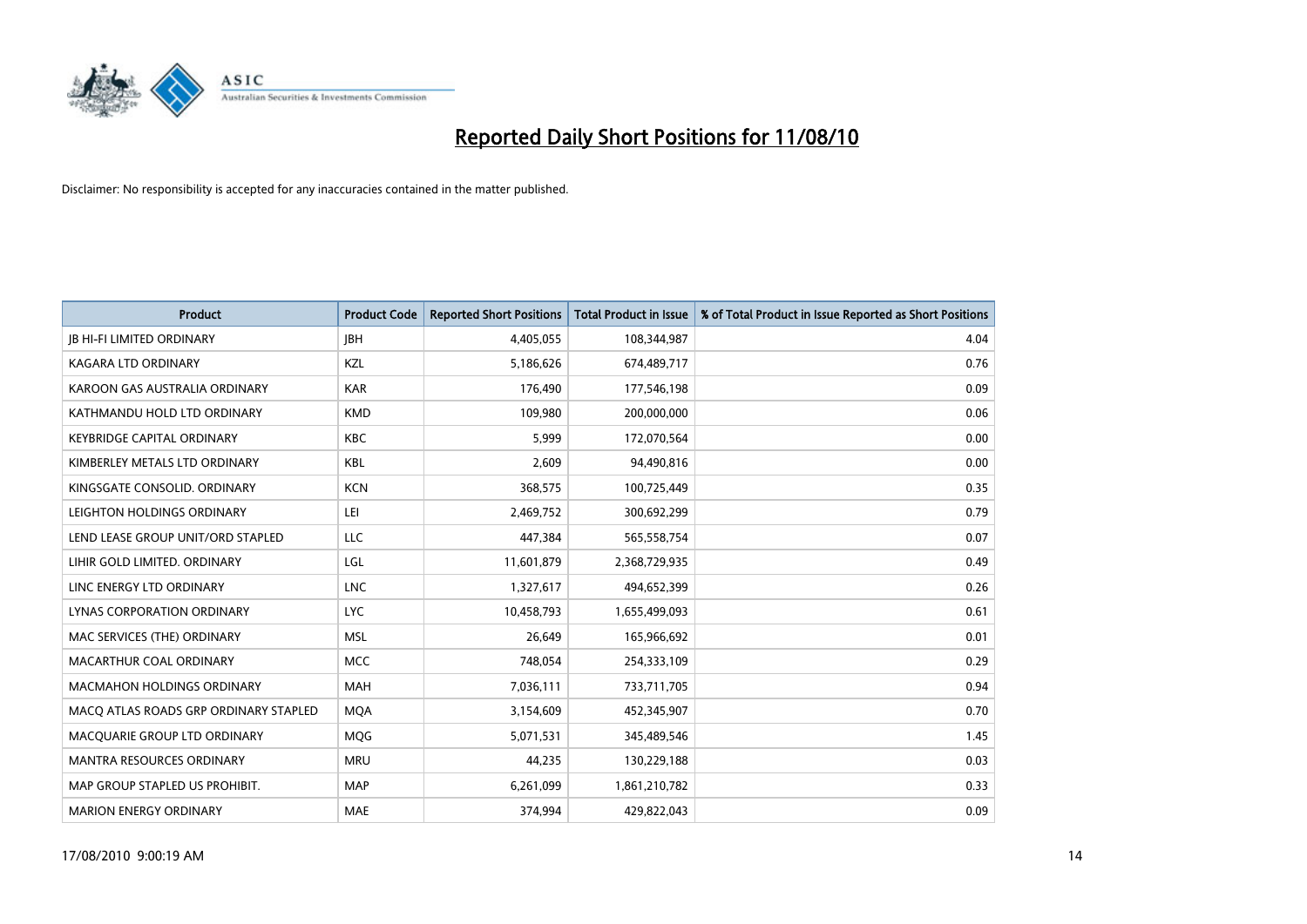# Reported Daily Short Positions for 11/08/10

Disclaimer: No responsibility is accepted for any inaccuracies contained in the matter published.

| Product | Product Code | Reported Short Positions | Total Product in Issue | % of Total Product in Issue Reported as Short Positions |
|---|---|---|---|---|
| JB HI-FI LIMITED ORDINARY | JBH | 4,405,055 | 108,344,987 | 4.04 |
| KAGARA LTD ORDINARY | KZL | 5,186,626 | 674,489,717 | 0.76 |
| KAROON GAS AUSTRALIA ORDINARY | KAR | 176,490 | 177,546,198 | 0.09 |
| KATHMANDU HOLD LTD ORDINARY | KMD | 109,980 | 200,000,000 | 0.06 |
| KEYBRIDGE CAPITAL ORDINARY | KBC | 5,999 | 172,070,564 | 0.00 |
| KIMBERLEY METALS LTD ORDINARY | KBL | 2,609 | 94,490,816 | 0.00 |
| KINGSGATE CONSOLID. ORDINARY | KCN | 368,575 | 100,725,449 | 0.35 |
| LEIGHTON HOLDINGS ORDINARY | LEI | 2,469,752 | 300,692,299 | 0.79 |
| LEND LEASE GROUP UNIT/ORD STAPLED | LLC | 447,384 | 565,558,754 | 0.07 |
| LIHIR GOLD LIMITED. ORDINARY | LGL | 11,601,879 | 2,368,729,935 | 0.49 |
| LINC ENERGY LTD ORDINARY | LNC | 1,327,617 | 494,652,399 | 0.26 |
| LYNAS CORPORATION ORDINARY | LYC | 10,458,793 | 1,655,499,093 | 0.61 |
| MAC SERVICES (THE) ORDINARY | MSL | 26,649 | 165,966,692 | 0.01 |
| MACARTHUR COAL ORDINARY | MCC | 748,054 | 254,333,109 | 0.29 |
| MACMAHON HOLDINGS ORDINARY | MAH | 7,036,111 | 733,711,705 | 0.94 |
| MACQ ATLAS ROADS GRP ORDINARY STAPLED | MQA | 3,154,609 | 452,345,907 | 0.70 |
| MACQUARIE GROUP LTD ORDINARY | MQG | 5,071,531 | 345,489,546 | 1.45 |
| MANTRA RESOURCES ORDINARY | MRU | 44,235 | 130,229,188 | 0.03 |
| MAP GROUP STAPLED US PROHIBIT. | MAP | 6,261,099 | 1,861,210,782 | 0.33 |
| MARION ENERGY ORDINARY | MAE | 374,994 | 429,822,043 | 0.09 |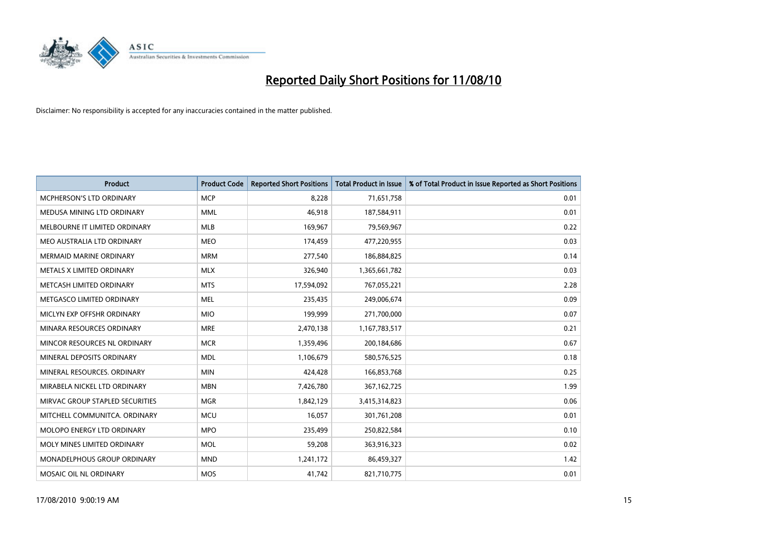# Reported Daily Short Positions for 11/08/10

Disclaimer: No responsibility is accepted for any inaccuracies contained in the matter published.

| Product | Product Code | Reported Short Positions | Total Product in Issue | % of Total Product in Issue Reported as Short Positions |
|---|---|---|---|---|
| MCPHERSON'S LTD ORDINARY | MCP | 8,228 | 71,651,758 | 0.01 |
| MEDUSA MINING LTD ORDINARY | MML | 46,918 | 187,584,911 | 0.01 |
| MELBOURNE IT LIMITED ORDINARY | MLB | 169,967 | 79,569,967 | 0.22 |
| MEO AUSTRALIA LTD ORDINARY | MEO | 174,459 | 477,220,955 | 0.03 |
| MERMAID MARINE ORDINARY | MRM | 277,540 | 186,884,825 | 0.14 |
| METALS X LIMITED ORDINARY | MLX | 326,940 | 1,365,661,782 | 0.03 |
| METCASH LIMITED ORDINARY | MTS | 17,594,092 | 767,055,221 | 2.28 |
| METGASCO LIMITED ORDINARY | MEL | 235,435 | 249,006,674 | 0.09 |
| MICLYN EXP OFFSHR ORDINARY | MIO | 199,999 | 271,700,000 | 0.07 |
| MINARA RESOURCES ORDINARY | MRE | 2,470,138 | 1,167,783,517 | 0.21 |
| MINCOR RESOURCES NL ORDINARY | MCR | 1,359,496 | 200,184,686 | 0.67 |
| MINERAL DEPOSITS ORDINARY | MDL | 1,106,679 | 580,576,525 | 0.18 |
| MINERAL RESOURCES. ORDINARY | MIN | 424,428 | 166,853,768 | 0.25 |
| MIRABELA NICKEL LTD ORDINARY | MBN | 7,426,780 | 367,162,725 | 1.99 |
| MIRVAC GROUP STAPLED SECURITIES | MGR | 1,842,129 | 3,415,314,823 | 0.06 |
| MITCHELL COMMUNITCA. ORDINARY | MCU | 16,057 | 301,761,208 | 0.01 |
| MOLOPO ENERGY LTD ORDINARY | MPO | 235,499 | 250,822,584 | 0.10 |
| MOLY MINES LIMITED ORDINARY | MOL | 59,208 | 363,916,323 | 0.02 |
| MONADELPHOUS GROUP ORDINARY | MND | 1,241,172 | 86,459,327 | 1.42 |
| MOSAIC OIL NL ORDINARY | MOS | 41,742 | 821,710,775 | 0.01 |

17/08/2010 9:00:19 AM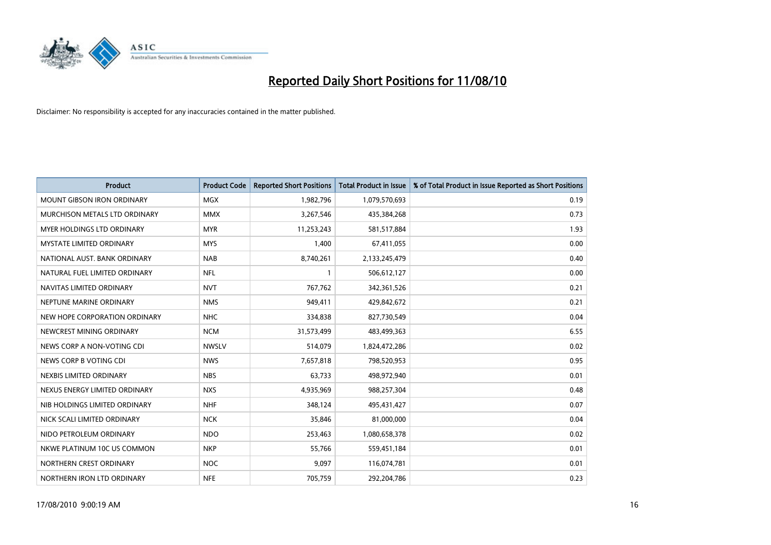# Reported Daily Short Positions for 11/08/10

Disclaimer: No responsibility is accepted for any inaccuracies contained in the matter published.

| Product | Product Code | Reported Short Positions | Total Product in Issue | % of Total Product in Issue Reported as Short Positions |
|---|---|---|---|---|
| MOUNT GIBSON IRON ORDINARY | MGX | 1,982,796 | 1,079,570,693 | 0.19 |
| MURCHISON METALS LTD ORDINARY | MMX | 3,267,546 | 435,384,268 | 0.73 |
| MYER HOLDINGS LTD ORDINARY | MYR | 11,253,243 | 581,517,884 | 1.93 |
| MYSTATE LIMITED ORDINARY | MYS | 1,400 | 67,411,055 | 0.00 |
| NATIONAL AUST. BANK ORDINARY | NAB | 8,740,261 | 2,133,245,479 | 0.40 |
| NATURAL FUEL LIMITED ORDINARY | NFL | 1 | 506,612,127 | 0.00 |
| NAVITAS LIMITED ORDINARY | NVT | 767,762 | 342,361,526 | 0.21 |
| NEPTUNE MARINE ORDINARY | NMS | 949,411 | 429,842,672 | 0.21 |
| NEW HOPE CORPORATION ORDINARY | NHC | 334,838 | 827,730,549 | 0.04 |
| NEWCREST MINING ORDINARY | NCM | 31,573,499 | 483,499,363 | 6.55 |
| NEWS CORP A NON-VOTING CDI | NWSLV | 514,079 | 1,824,472,286 | 0.02 |
| NEWS CORP B VOTING CDI | NWS | 7,657,818 | 798,520,953 | 0.95 |
| NEXBIS LIMITED ORDINARY | NBS | 63,733 | 498,972,940 | 0.01 |
| NEXUS ENERGY LIMITED ORDINARY | NXS | 4,935,969 | 988,257,304 | 0.48 |
| NIB HOLDINGS LIMITED ORDINARY | NHF | 348,124 | 495,431,427 | 0.07 |
| NICK SCALI LIMITED ORDINARY | NCK | 35,846 | 81,000,000 | 0.04 |
| NIDO PETROLEUM ORDINARY | NDO | 253,463 | 1,080,658,378 | 0.02 |
| NKWE PLATINUM 10C US COMMON | NKP | 55,766 | 559,451,184 | 0.01 |
| NORTHERN CREST ORDINARY | NOC | 9,097 | 116,074,781 | 0.01 |
| NORTHERN IRON LTD ORDINARY | NFE | 705,759 | 292,204,786 | 0.23 |

17/08/2010 9:00:19 AM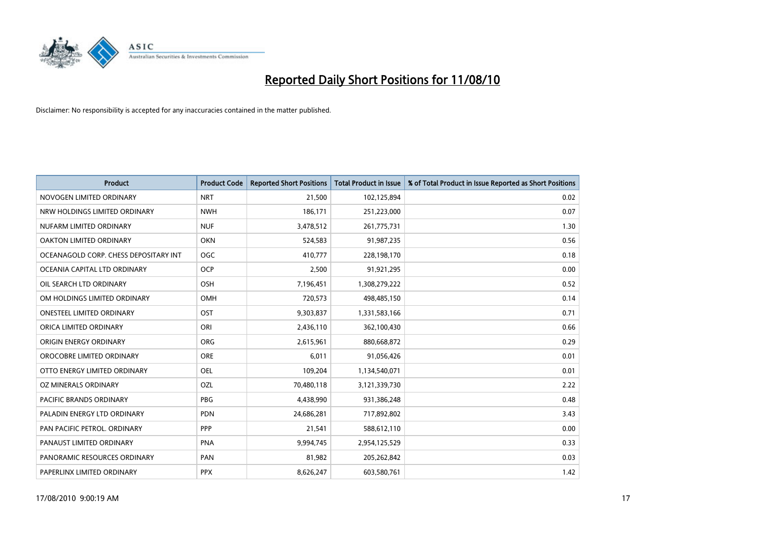# Reported Daily Short Positions for 11/08/10

Disclaimer: No responsibility is accepted for any inaccuracies contained in the matter published.

| Product | Product Code | Reported Short Positions | Total Product in Issue | % of Total Product in Issue Reported as Short Positions |
|---|---|---|---|---|
| NOVOGEN LIMITED ORDINARY | NRT | 21,500 | 102,125,894 | 0.02 |
| NRW HOLDINGS LIMITED ORDINARY | NWH | 186,171 | 251,223,000 | 0.07 |
| NUFARM LIMITED ORDINARY | NUF | 3,478,512 | 261,775,731 | 1.30 |
| OAKTON LIMITED ORDINARY | OKN | 524,583 | 91,987,235 | 0.56 |
| OCEANAGOLD CORP. CHESS DEPOSITARY INT | OGC | 410,777 | 228,198,170 | 0.18 |
| OCEANIA CAPITAL LTD ORDINARY | OCP | 2,500 | 91,921,295 | 0.00 |
| OIL SEARCH LTD ORDINARY | OSH | 7,196,451 | 1,308,279,222 | 0.52 |
| OM HOLDINGS LIMITED ORDINARY | OMH | 720,573 | 498,485,150 | 0.14 |
| ONESTEEL LIMITED ORDINARY | OST | 9,303,837 | 1,331,583,166 | 0.71 |
| ORICA LIMITED ORDINARY | ORI | 2,436,110 | 362,100,430 | 0.66 |
| ORIGIN ENERGY ORDINARY | ORG | 2,615,961 | 880,668,872 | 0.29 |
| OROCOBRE LIMITED ORDINARY | ORE | 6,011 | 91,056,426 | 0.01 |
| OTTO ENERGY LIMITED ORDINARY | OEL | 109,204 | 1,134,540,071 | 0.01 |
| OZ MINERALS ORDINARY | OZL | 70,480,118 | 3,121,339,730 | 2.22 |
| PACIFIC BRANDS ORDINARY | PBG | 4,438,990 | 931,386,248 | 0.48 |
| PALADIN ENERGY LTD ORDINARY | PDN | 24,686,281 | 717,892,802 | 3.43 |
| PAN PACIFIC PETROL. ORDINARY | PPP | 21,541 | 588,612,110 | 0.00 |
| PANAUST LIMITED ORDINARY | PNA | 9,994,745 | 2,954,125,529 | 0.33 |
| PANORAMIC RESOURCES ORDINARY | PAN | 81,982 | 205,262,842 | 0.03 |
| PAPERLINX LIMITED ORDINARY | PPX | 8,626,247 | 603,580,761 | 1.42 |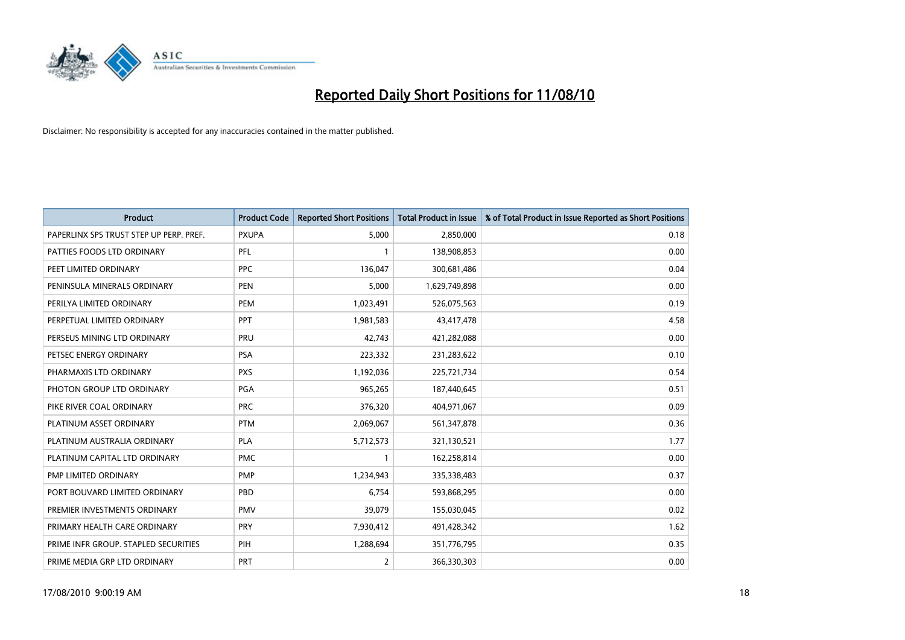# Reported Daily Short Positions for 11/08/10

Disclaimer: No responsibility is accepted for any inaccuracies contained in the matter published.

| Product | Product Code | Reported Short Positions | Total Product in Issue | % of Total Product in Issue Reported as Short Positions |
|---|---|---|---|---|
| PAPERLINX SPS TRUST STEP UP PERP. PREF. | PXUPA | 5,000 | 2,850,000 | 0.18 |
| PATTIES FOODS LTD ORDINARY | PFL | 1 | 138,908,853 | 0.00 |
| PEET LIMITED ORDINARY | PPC | 136,047 | 300,681,486 | 0.04 |
| PENINSULA MINERALS ORDINARY | PEN | 5,000 | 1,629,749,898 | 0.00 |
| PERILYA LIMITED ORDINARY | PEM | 1,023,491 | 526,075,563 | 0.19 |
| PERPETUAL LIMITED ORDINARY | PPT | 1,981,583 | 43,417,478 | 4.58 |
| PERSEUS MINING LTD ORDINARY | PRU | 42,743 | 421,282,088 | 0.00 |
| PETSEC ENERGY ORDINARY | PSA | 223,332 | 231,283,622 | 0.10 |
| PHARMAXIS LTD ORDINARY | PXS | 1,192,036 | 225,721,734 | 0.54 |
| PHOTON GROUP LTD ORDINARY | PGA | 965,265 | 187,440,645 | 0.51 |
| PIKE RIVER COAL ORDINARY | PRC | 376,320 | 404,971,067 | 0.09 |
| PLATINUM ASSET ORDINARY | PTM | 2,069,067 | 561,347,878 | 0.36 |
| PLATINUM AUSTRALIA ORDINARY | PLA | 5,712,573 | 321,130,521 | 1.77 |
| PLATINUM CAPITAL LTD ORDINARY | PMC | 1 | 162,258,814 | 0.00 |
| PMP LIMITED ORDINARY | PMP | 1,234,943 | 335,338,483 | 0.37 |
| PORT BOUVARD LIMITED ORDINARY | PBD | 6,754 | 593,868,295 | 0.00 |
| PREMIER INVESTMENTS ORDINARY | PMV | 39,079 | 155,030,045 | 0.02 |
| PRIMARY HEALTH CARE ORDINARY | PRY | 7,930,412 | 491,428,342 | 1.62 |
| PRIME INFR GROUP. STAPLED SECURITIES | PIH | 1,288,694 | 351,776,795 | 0.35 |
| PRIME MEDIA GRP LTD ORDINARY | PRT | 2 | 366,330,303 | 0.00 |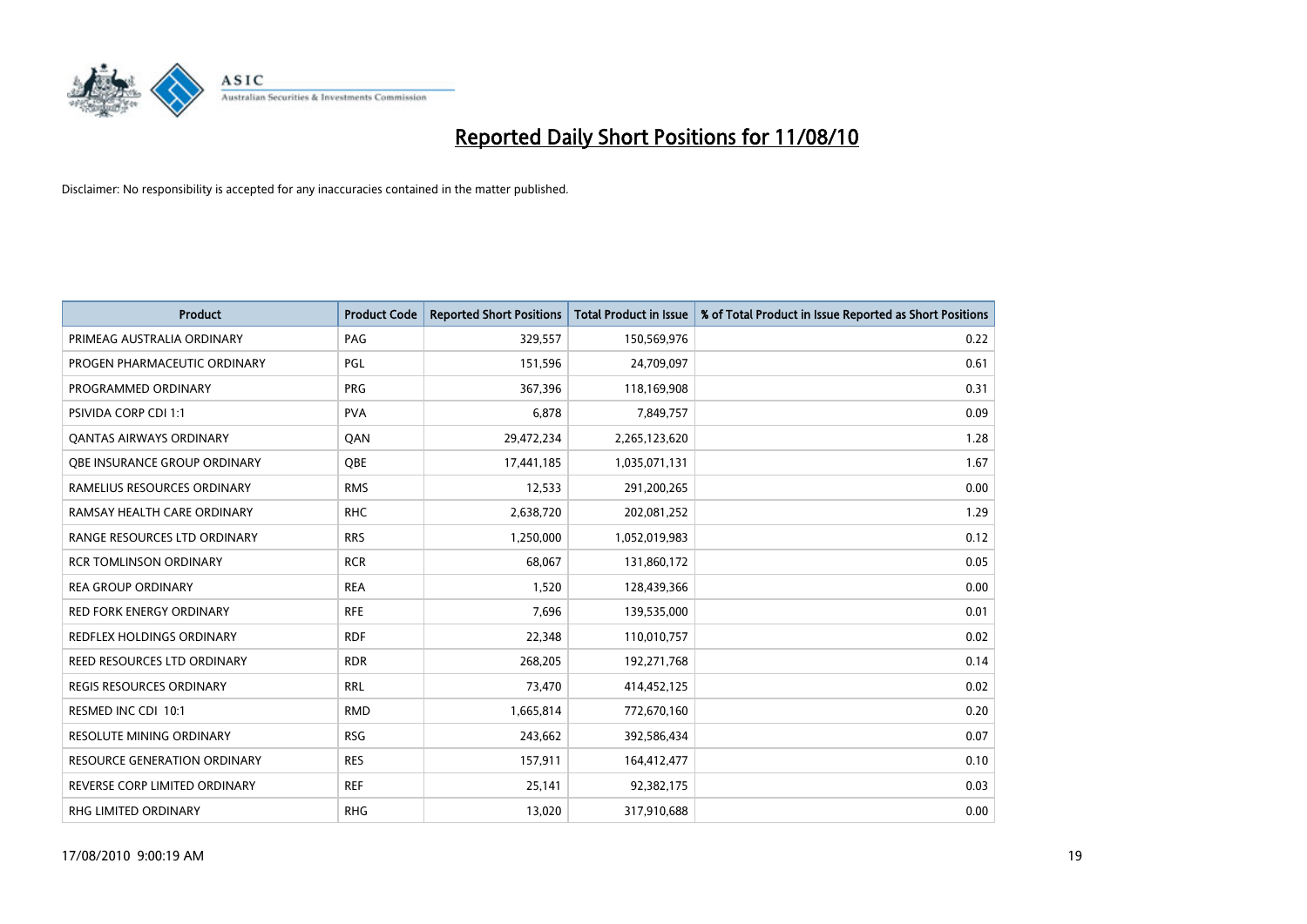# Reported Daily Short Positions for 11/08/10

Disclaimer: No responsibility is accepted for any inaccuracies contained in the matter published.

| Product | Product Code | Reported Short Positions | Total Product in Issue | % of Total Product in Issue Reported as Short Positions |
|---|---|---|---|---|
| PRIMEAG AUSTRALIA ORDINARY | PAG | 329,557 | 150,569,976 | 0.22 |
| PROGEN PHARMACEUTIC ORDINARY | PGL | 151,596 | 24,709,097 | 0.61 |
| PROGRAMMED ORDINARY | PRG | 367,396 | 118,169,908 | 0.31 |
| PSIVIDA CORP CDI 1:1 | PVA | 6,878 | 7,849,757 | 0.09 |
| QANTAS AIRWAYS ORDINARY | QAN | 29,472,234 | 2,265,123,620 | 1.28 |
| QBE INSURANCE GROUP ORDINARY | QBE | 17,441,185 | 1,035,071,131 | 1.67 |
| RAMELIUS RESOURCES ORDINARY | RMS | 12,533 | 291,200,265 | 0.00 |
| RAMSAY HEALTH CARE ORDINARY | RHC | 2,638,720 | 202,081,252 | 1.29 |
| RANGE RESOURCES LTD ORDINARY | RRS | 1,250,000 | 1,052,019,983 | 0.12 |
| RCR TOMLINSON ORDINARY | RCR | 68,067 | 131,860,172 | 0.05 |
| REA GROUP ORDINARY | REA | 1,520 | 128,439,366 | 0.00 |
| RED FORK ENERGY ORDINARY | RFE | 7,696 | 139,535,000 | 0.01 |
| REDFLEX HOLDINGS ORDINARY | RDF | 22,348 | 110,010,757 | 0.02 |
| REED RESOURCES LTD ORDINARY | RDR | 268,205 | 192,271,768 | 0.14 |
| REGIS RESOURCES ORDINARY | RRL | 73,470 | 414,452,125 | 0.02 |
| RESMED INC CDI 10:1 | RMD | 1,665,814 | 772,670,160 | 0.20 |
| RESOLUTE MINING ORDINARY | RSG | 243,662 | 392,586,434 | 0.07 |
| RESOURCE GENERATION ORDINARY | RES | 157,911 | 164,412,477 | 0.10 |
| REVERSE CORP LIMITED ORDINARY | REF | 25,141 | 92,382,175 | 0.03 |
| RHG LIMITED ORDINARY | RHG | 13,020 | 317,910,688 | 0.00 |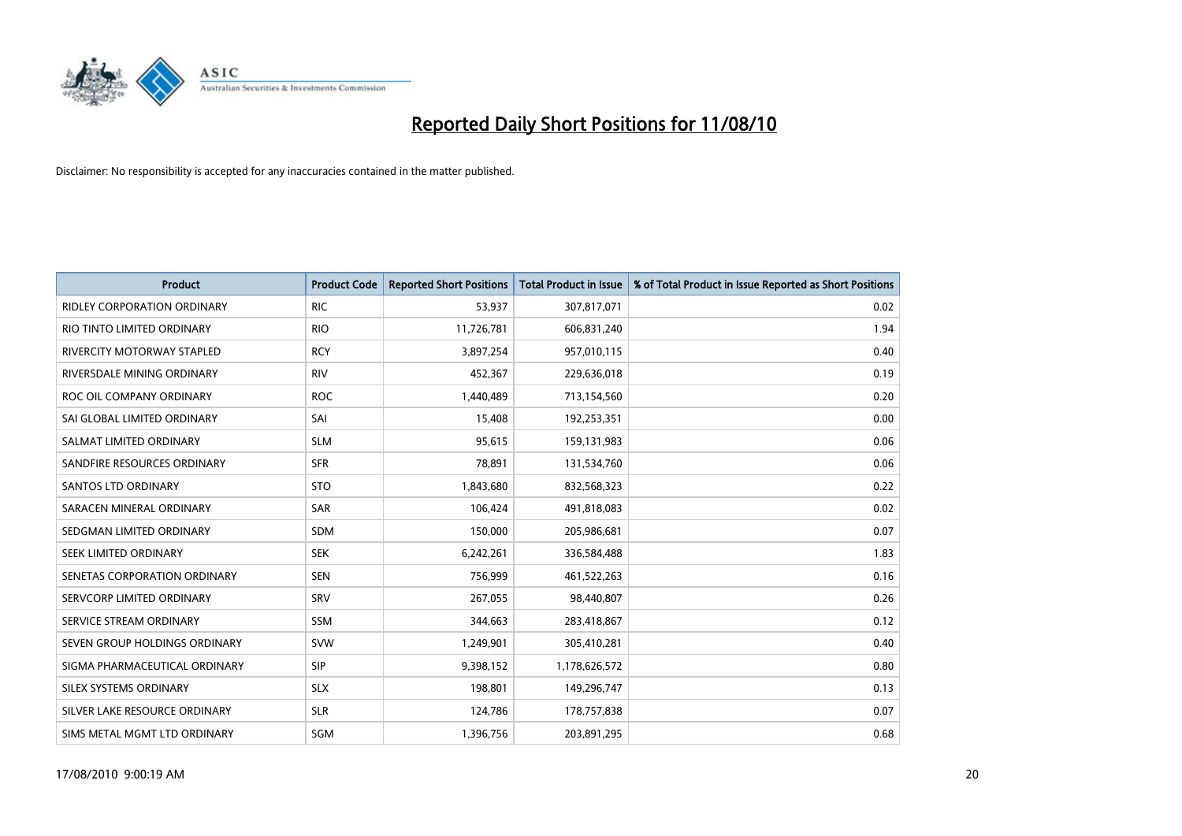# Reported Daily Short Positions for 11/08/10

Disclaimer: No responsibility is accepted for any inaccuracies contained in the matter published.

| Product | Product Code | Reported Short Positions | Total Product in Issue | % of Total Product in Issue Reported as Short Positions |
|---|---|---|---|---|
| RIDLEY CORPORATION ORDINARY | RIC | 53,937 | 307,817,071 | 0.02 |
| RIO TINTO LIMITED ORDINARY | RIO | 11,726,781 | 606,831,240 | 1.94 |
| RIVERCITY MOTORWAY STAPLED | RCY | 3,897,254 | 957,010,115 | 0.40 |
| RIVERSDALE MINING ORDINARY | RIV | 452,367 | 229,636,018 | 0.19 |
| ROC OIL COMPANY ORDINARY | ROC | 1,440,489 | 713,154,560 | 0.20 |
| SAI GLOBAL LIMITED ORDINARY | SAI | 15,408 | 192,253,351 | 0.00 |
| SALMAT LIMITED ORDINARY | SLM | 95,615 | 159,131,983 | 0.06 |
| SANDFIRE RESOURCES ORDINARY | SFR | 78,891 | 131,534,760 | 0.06 |
| SANTOS LTD ORDINARY | STO | 1,843,680 | 832,568,323 | 0.22 |
| SARACEN MINERAL ORDINARY | SAR | 106,424 | 491,818,083 | 0.02 |
| SEDGMAN LIMITED ORDINARY | SDM | 150,000 | 205,986,681 | 0.07 |
| SEEK LIMITED ORDINARY | SEK | 6,242,261 | 336,584,488 | 1.83 |
| SENETAS CORPORATION ORDINARY | SEN | 756,999 | 461,522,263 | 0.16 |
| SERVCORP LIMITED ORDINARY | SRV | 267,055 | 98,440,807 | 0.26 |
| SERVICE STREAM ORDINARY | SSM | 344,663 | 283,418,867 | 0.12 |
| SEVEN GROUP HOLDINGS ORDINARY | SVW | 1,249,901 | 305,410,281 | 0.40 |
| SIGMA PHARMACEUTICAL ORDINARY | SIP | 9,398,152 | 1,178,626,572 | 0.80 |
| SILEX SYSTEMS ORDINARY | SLX | 198,801 | 149,296,747 | 0.13 |
| SILVER LAKE RESOURCE ORDINARY | SLR | 124,786 | 178,757,838 | 0.07 |
| SIMS METAL MGMT LTD ORDINARY | SGM | 1,396,756 | 203,891,295 | 0.68 |

17/08/2010 9:00:19 AM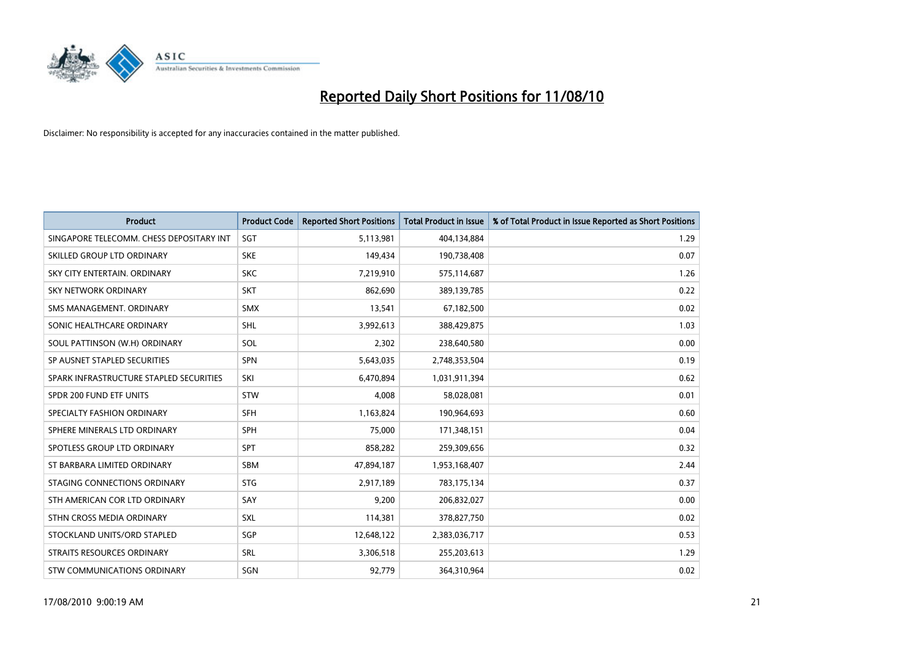# Reported Daily Short Positions for 11/08/10

Disclaimer: No responsibility is accepted for any inaccuracies contained in the matter published.

| Product | Product Code | Reported Short Positions | Total Product in Issue | % of Total Product in Issue Reported as Short Positions |
|---|---|---|---|---|
| SINGAPORE TELECOMM. CHESS DEPOSITARY INT | SGT | 5,113,981 | 404,134,884 | 1.29 |
| SKILLED GROUP LTD ORDINARY | SKE | 149,434 | 190,738,408 | 0.07 |
| SKY CITY ENTERTAIN. ORDINARY | SKC | 7,219,910 | 575,114,687 | 1.26 |
| SKY NETWORK ORDINARY | SKT | 862,690 | 389,139,785 | 0.22 |
| SMS MANAGEMENT. ORDINARY | SMX | 13,541 | 67,182,500 | 0.02 |
| SONIC HEALTHCARE ORDINARY | SHL | 3,992,613 | 388,429,875 | 1.03 |
| SOUL PATTINSON (W.H) ORDINARY | SOL | 2,302 | 238,640,580 | 0.00 |
| SP AUSNET STAPLED SECURITIES | SPN | 5,643,035 | 2,748,353,504 | 0.19 |
| SPARK INFRASTRUCTURE STAPLED SECURITIES | SKI | 6,470,894 | 1,031,911,394 | 0.62 |
| SPDR 200 FUND ETF UNITS | STW | 4,008 | 58,028,081 | 0.01 |
| SPECIALTY FASHION ORDINARY | SFH | 1,163,824 | 190,964,693 | 0.60 |
| SPHERE MINERALS LTD ORDINARY | SPH | 75,000 | 171,348,151 | 0.04 |
| SPOTLESS GROUP LTD ORDINARY | SPT | 858,282 | 259,309,656 | 0.32 |
| ST BARBARA LIMITED ORDINARY | SBM | 47,894,187 | 1,953,168,407 | 2.44 |
| STAGING CONNECTIONS ORDINARY | STG | 2,917,189 | 783,175,134 | 0.37 |
| STH AMERICAN COR LTD ORDINARY | SAY | 9,200 | 206,832,027 | 0.00 |
| STHN CROSS MEDIA ORDINARY | SXL | 114,381 | 378,827,750 | 0.02 |
| STOCKLAND UNITS/ORD STAPLED | SGP | 12,648,122 | 2,383,036,717 | 0.53 |
| STRAITS RESOURCES ORDINARY | SRL | 3,306,518 | 255,203,613 | 1.29 |
| STW COMMUNICATIONS ORDINARY | SGN | 92,779 | 364,310,964 | 0.02 |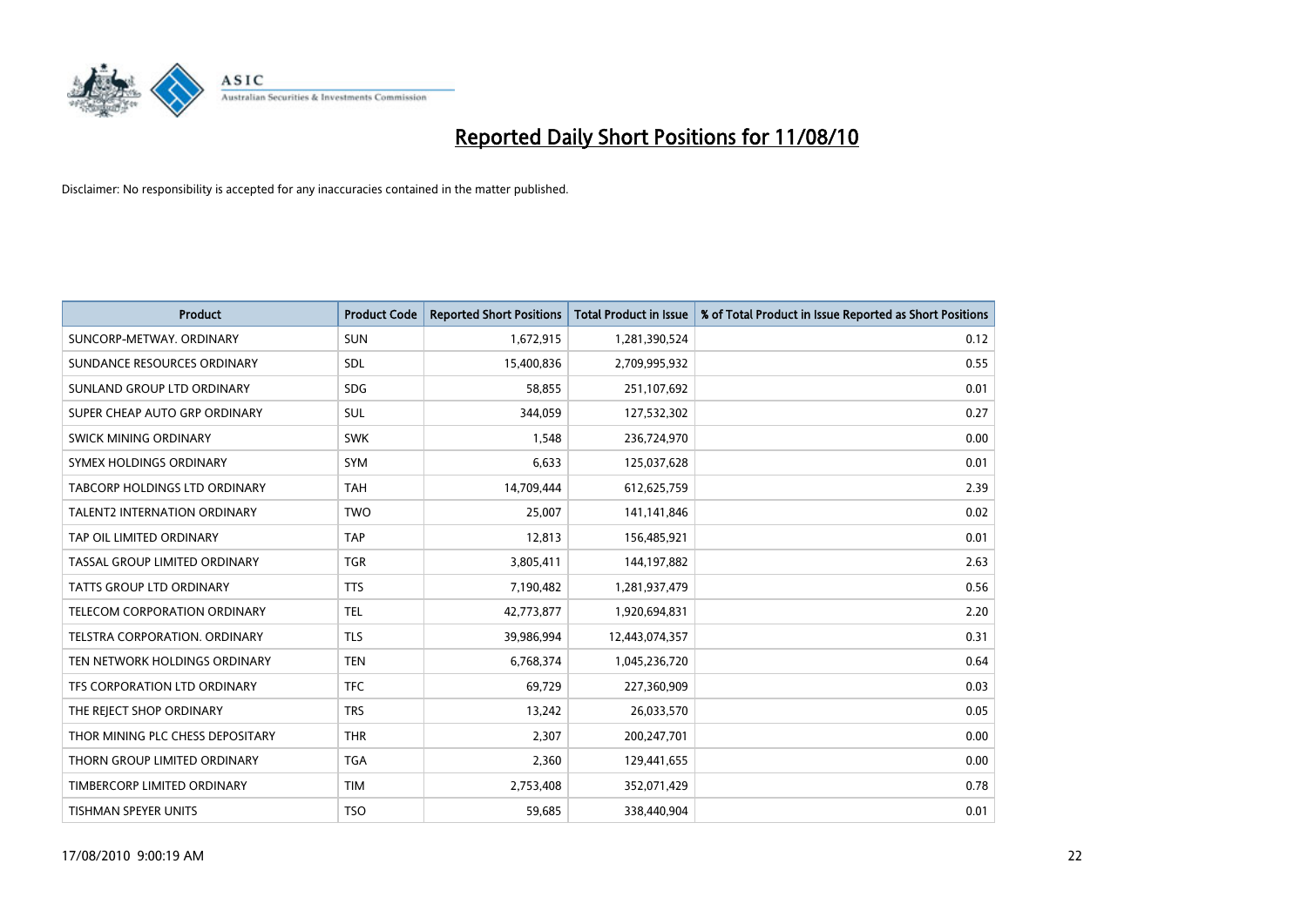# Reported Daily Short Positions for 11/08/10

Disclaimer: No responsibility is accepted for any inaccuracies contained in the matter published.

| Product | Product Code | Reported Short Positions | Total Product in Issue | % of Total Product in Issue Reported as Short Positions |
|---|---|---|---|---|
| SUNCORP-METWAY. ORDINARY | SUN | 1,672,915 | 1,281,390,524 | 0.12 |
| SUNDANCE RESOURCES ORDINARY | SDL | 15,400,836 | 2,709,995,932 | 0.55 |
| SUNLAND GROUP LTD ORDINARY | SDG | 58,855 | 251,107,692 | 0.01 |
| SUPER CHEAP AUTO GRP ORDINARY | SUL | 344,059 | 127,532,302 | 0.27 |
| SWICK MINING ORDINARY | SWK | 1,548 | 236,724,970 | 0.00 |
| SYMEX HOLDINGS ORDINARY | SYM | 6,633 | 125,037,628 | 0.01 |
| TABCORP HOLDINGS LTD ORDINARY | TAH | 14,709,444 | 612,625,759 | 2.39 |
| TALENT2 INTERNATION ORDINARY | TWO | 25,007 | 141,141,846 | 0.02 |
| TAP OIL LIMITED ORDINARY | TAP | 12,813 | 156,485,921 | 0.01 |
| TASSAL GROUP LIMITED ORDINARY | TGR | 3,805,411 | 144,197,882 | 2.63 |
| TATTS GROUP LTD ORDINARY | TTS | 7,190,482 | 1,281,937,479 | 0.56 |
| TELECOM CORPORATION ORDINARY | TEL | 42,773,877 | 1,920,694,831 | 2.20 |
| TELSTRA CORPORATION. ORDINARY | TLS | 39,986,994 | 12,443,074,357 | 0.31 |
| TEN NETWORK HOLDINGS ORDINARY | TEN | 6,768,374 | 1,045,236,720 | 0.64 |
| TFS CORPORATION LTD ORDINARY | TFC | 69,729 | 227,360,909 | 0.03 |
| THE REJECT SHOP ORDINARY | TRS | 13,242 | 26,033,570 | 0.05 |
| THOR MINING PLC CHESS DEPOSITARY | THR | 2,307 | 200,247,701 | 0.00 |
| THORN GROUP LIMITED ORDINARY | TGA | 2,360 | 129,441,655 | 0.00 |
| TIMBERCORP LIMITED ORDINARY | TIM | 2,753,408 | 352,071,429 | 0.78 |
| TISHMAN SPEYER UNITS | TSO | 59,685 | 338,440,904 | 0.01 |

17/08/2010 9:00:19 AM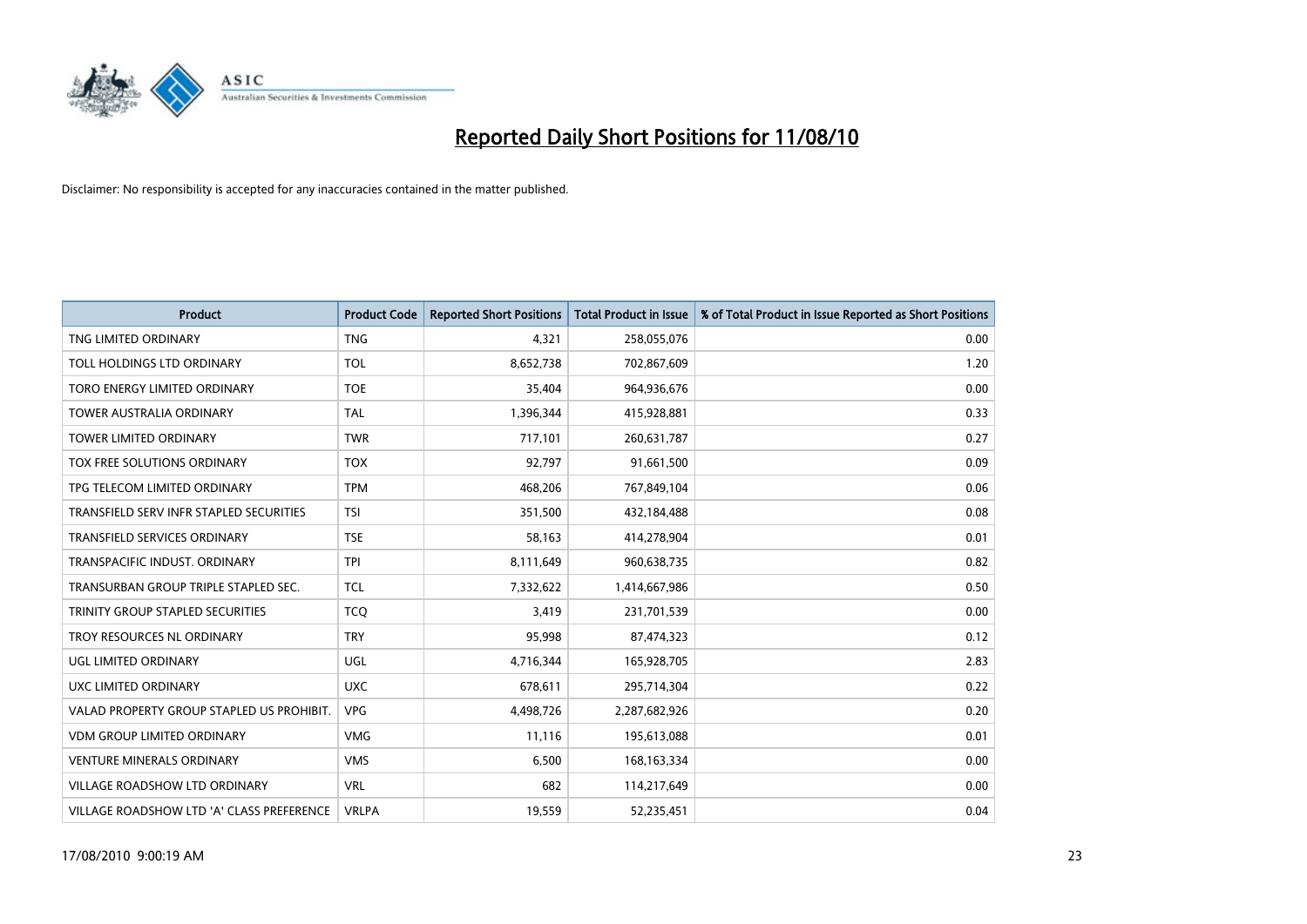# Reported Daily Short Positions for 11/08/10

Disclaimer: No responsibility is accepted for any inaccuracies contained in the matter published.

| Product | Product Code | Reported Short Positions | Total Product in Issue | % of Total Product in Issue Reported as Short Positions |
|---|---|---|---|---|
| TNG LIMITED ORDINARY | TNG | 4,321 | 258,055,076 | 0.00 |
| TOLL HOLDINGS LTD ORDINARY | TOL | 8,652,738 | 702,867,609 | 1.20 |
| TORO ENERGY LIMITED ORDINARY | TOE | 35,404 | 964,936,676 | 0.00 |
| TOWER AUSTRALIA ORDINARY | TAL | 1,396,344 | 415,928,881 | 0.33 |
| TOWER LIMITED ORDINARY | TWR | 717,101 | 260,631,787 | 0.27 |
| TOX FREE SOLUTIONS ORDINARY | TOX | 92,797 | 91,661,500 | 0.09 |
| TPG TELECOM LIMITED ORDINARY | TPM | 468,206 | 767,849,104 | 0.06 |
| TRANSFIELD SERV INFR STAPLED SECURITIES | TSI | 351,500 | 432,184,488 | 0.08 |
| TRANSFIELD SERVICES ORDINARY | TSE | 58,163 | 414,278,904 | 0.01 |
| TRANSPACIFIC INDUST. ORDINARY | TPI | 8,111,649 | 960,638,735 | 0.82 |
| TRANSURBAN GROUP TRIPLE STAPLED SEC. | TCL | 7,332,622 | 1,414,667,986 | 0.50 |
| TRINITY GROUP STAPLED SECURITIES | TCQ | 3,419 | 231,701,539 | 0.00 |
| TROY RESOURCES NL ORDINARY | TRY | 95,998 | 87,474,323 | 0.12 |
| UGL LIMITED ORDINARY | UGL | 4,716,344 | 165,928,705 | 2.83 |
| UXC LIMITED ORDINARY | UXC | 678,611 | 295,714,304 | 0.22 |
| VALAD PROPERTY GROUP STAPLED US PROHIBIT. | VPG | 4,498,726 | 2,287,682,926 | 0.20 |
| VDM GROUP LIMITED ORDINARY | VMG | 11,116 | 195,613,088 | 0.01 |
| VENTURE MINERALS ORDINARY | VMS | 6,500 | 168,163,334 | 0.00 |
| VILLAGE ROADSHOW LTD ORDINARY | VRL | 682 | 114,217,649 | 0.00 |
| VILLAGE ROADSHOW LTD 'A' CLASS PREFERENCE | VRLPA | 19,559 | 52,235,451 | 0.04 |

17/08/2010 9:00:19 AM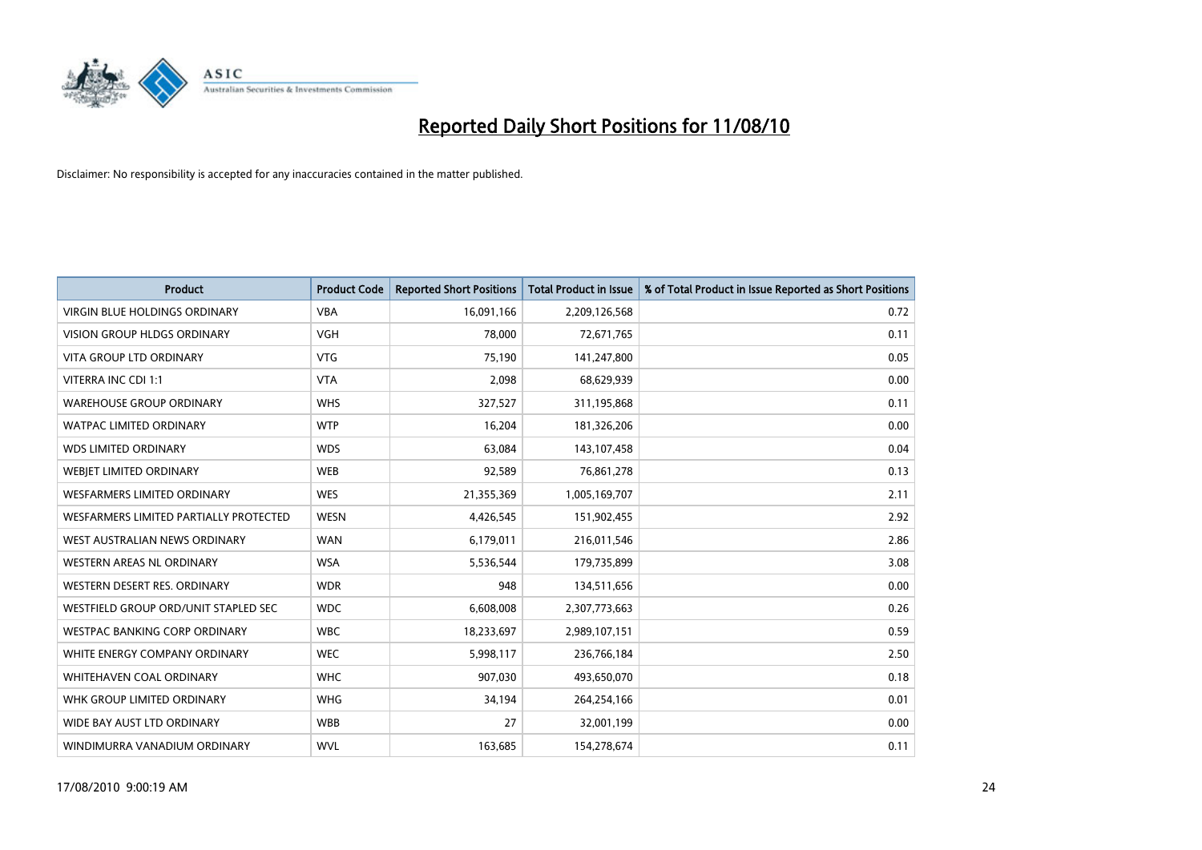# Reported Daily Short Positions for 11/08/10

Disclaimer: No responsibility is accepted for any inaccuracies contained in the matter published.

| Product | Product Code | Reported Short Positions | Total Product in Issue | % of Total Product in Issue Reported as Short Positions |
|---|---|---|---|---|
| VIRGIN BLUE HOLDINGS ORDINARY | VBA | 16,091,166 | 2,209,126,568 | 0.72 |
| VISION GROUP HLDGS ORDINARY | VGH | 78,000 | 72,671,765 | 0.11 |
| VITA GROUP LTD ORDINARY | VTG | 75,190 | 141,247,800 | 0.05 |
| VITERRA INC CDI 1:1 | VTA | 2,098 | 68,629,939 | 0.00 |
| WAREHOUSE GROUP ORDINARY | WHS | 327,527 | 311,195,868 | 0.11 |
| WATPAC LIMITED ORDINARY | WTP | 16,204 | 181,326,206 | 0.00 |
| WDS LIMITED ORDINARY | WDS | 63,084 | 143,107,458 | 0.04 |
| WEBJET LIMITED ORDINARY | WEB | 92,589 | 76,861,278 | 0.13 |
| WESFARMERS LIMITED ORDINARY | WES | 21,355,369 | 1,005,169,707 | 2.11 |
| WESFARMERS LIMITED PARTIALLY PROTECTED | WESN | 4,426,545 | 151,902,455 | 2.92 |
| WEST AUSTRALIAN NEWS ORDINARY | WAN | 6,179,011 | 216,011,546 | 2.86 |
| WESTERN AREAS NL ORDINARY | WSA | 5,536,544 | 179,735,899 | 3.08 |
| WESTERN DESERT RES. ORDINARY | WDR | 948 | 134,511,656 | 0.00 |
| WESTFIELD GROUP ORD/UNIT STAPLED SEC | WDC | 6,608,008 | 2,307,773,663 | 0.26 |
| WESTPAC BANKING CORP ORDINARY | WBC | 18,233,697 | 2,989,107,151 | 0.59 |
| WHITE ENERGY COMPANY ORDINARY | WEC | 5,998,117 | 236,766,184 | 2.50 |
| WHITEHAVEN COAL ORDINARY | WHC | 907,030 | 493,650,070 | 0.18 |
| WHK GROUP LIMITED ORDINARY | WHG | 34,194 | 264,254,166 | 0.01 |
| WIDE BAY AUST LTD ORDINARY | WBB | 27 | 32,001,199 | 0.00 |
| WINDIMURRA VANADIUM ORDINARY | WVL | 163,685 | 154,278,674 | 0.11 |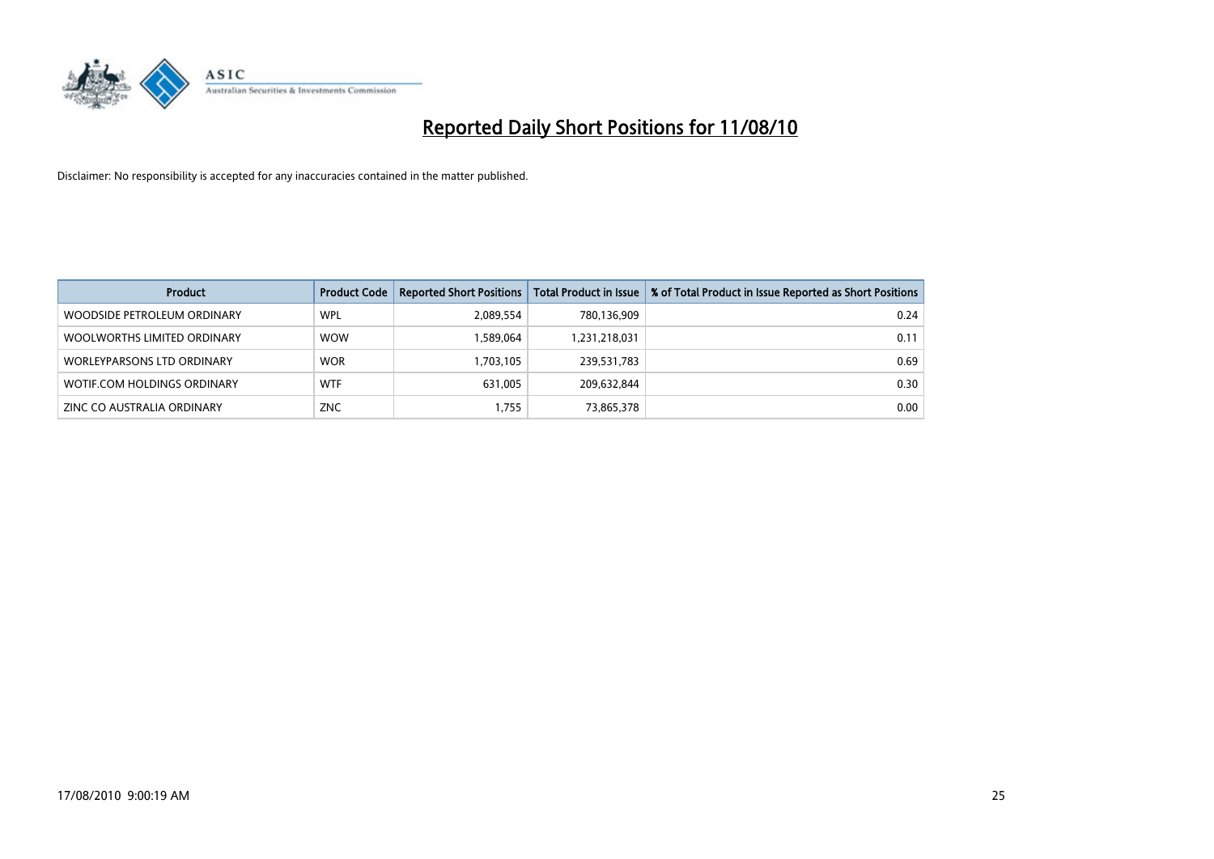# Reported Daily Short Positions for 11/08/10

Disclaimer: No responsibility is accepted for any inaccuracies contained in the matter published.

| Product | Product Code | Reported Short Positions | Total Product in Issue | % of Total Product in Issue Reported as Short Positions |
|---|---|---|---|---|
| WOODSIDE PETROLEUM ORDINARY | WPL | 2,089,554 | 780,136,909 | 0.24 |
| WOOLWORTHS LIMITED ORDINARY | WOW | 1,589,064 | 1,231,218,031 | 0.11 |
| WORLEYPARSONS LTD ORDINARY | WOR | 1,703,105 | 239,531,783 | 0.69 |
| WOTIF.COM HOLDINGS ORDINARY | WTF | 631,005 | 209,632,844 | 0.30 |
| ZINC CO AUSTRALIA ORDINARY | ZNC | 1,755 | 73,865,378 | 0.00 |

17/08/2010 9:00:19 AM